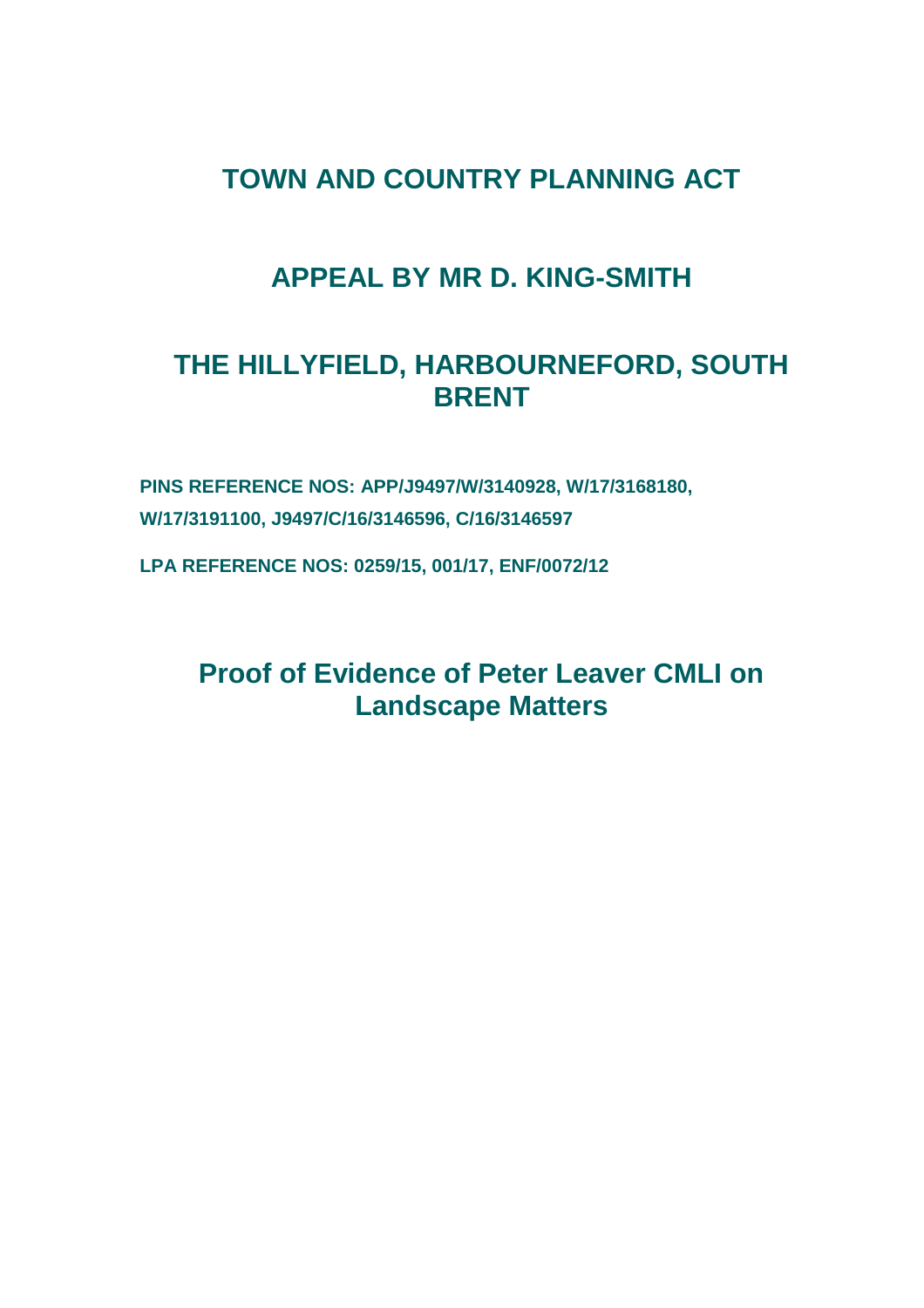# TOWN AND COUNTRY PLANNING ACT

# APPEAL BY MR D. KING-SMITH

# THE HILLYFIELD, HARBOURNEFORD, SOUTH BRENT

**PINS REFERENCE NOS: APP/J9497/W/3140928, W/17/3168180, W/17/3191100, J9497/C/16/3146596, C/16/3146597**

**LPA REFERENCE NOS: 0259/15, 001/17, ENF/0072/12**

## Proof of Evidence of Peter Leaver CMLI on Landscape Matters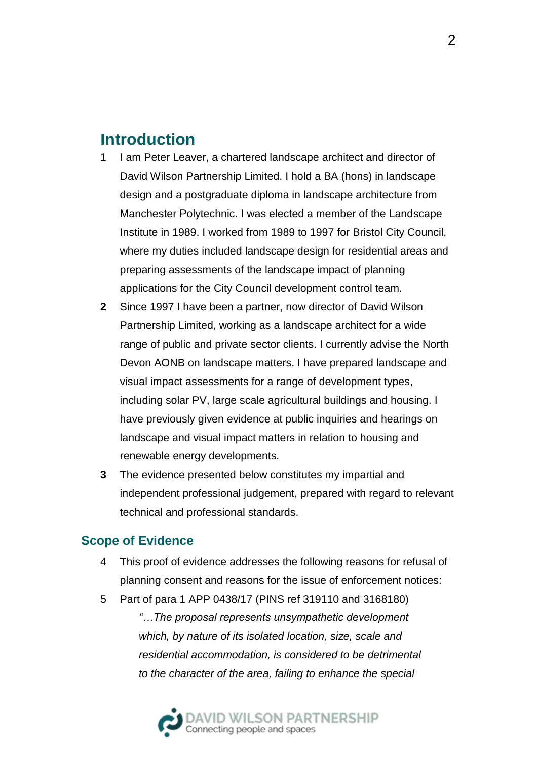## Introduction

1 I am Peter Leaver, a chartered landscape architect and director of David Wilson Partnership Limited. I hold a BA (hons) in landscape design and a postgraduate diploma in landscape architecture from Manchester Polytechnic. I was elected a member of the Landscape Institute in 1989. I worked from 1989 to 1997 for Bristol City Council, where my duties included landscape design for residential areas and preparing assessments of the landscape impact of planning applications for the City Council development control team.

**2** Since 1997 I have been a partner, now director of David Wilson Partnership Limited, working as a landscape architect for a wide range of public and private sector clients. I currently advise the North Devon AONB on landscape matters. I have prepared landscape and visual impact assessments for a range of development types, including solar PV, large scale agricultural buildings and housing. I have previously given evidence at public inquiries and hearings on landscape and visual impact matters in relation to housing and renewable energy developments.

**3** The evidence presented below constitutes my impartial and independent professional judgement, prepared with regard to relevant technical and professional standards.

### Scope of Evidence

4 This proof of evidence addresses the following reasons for refusal of planning consent and reasons for the issue of enforcement notices:

5 Part of para 1 APP 0438/17 (PINS ref 319110 and 3168180)

> *"…The proposal represents unsympathetic development which, by nature of its isolated location, size, scale and residential accommodation, is considered to be detrimental to the character of the area, failing to enhance the special*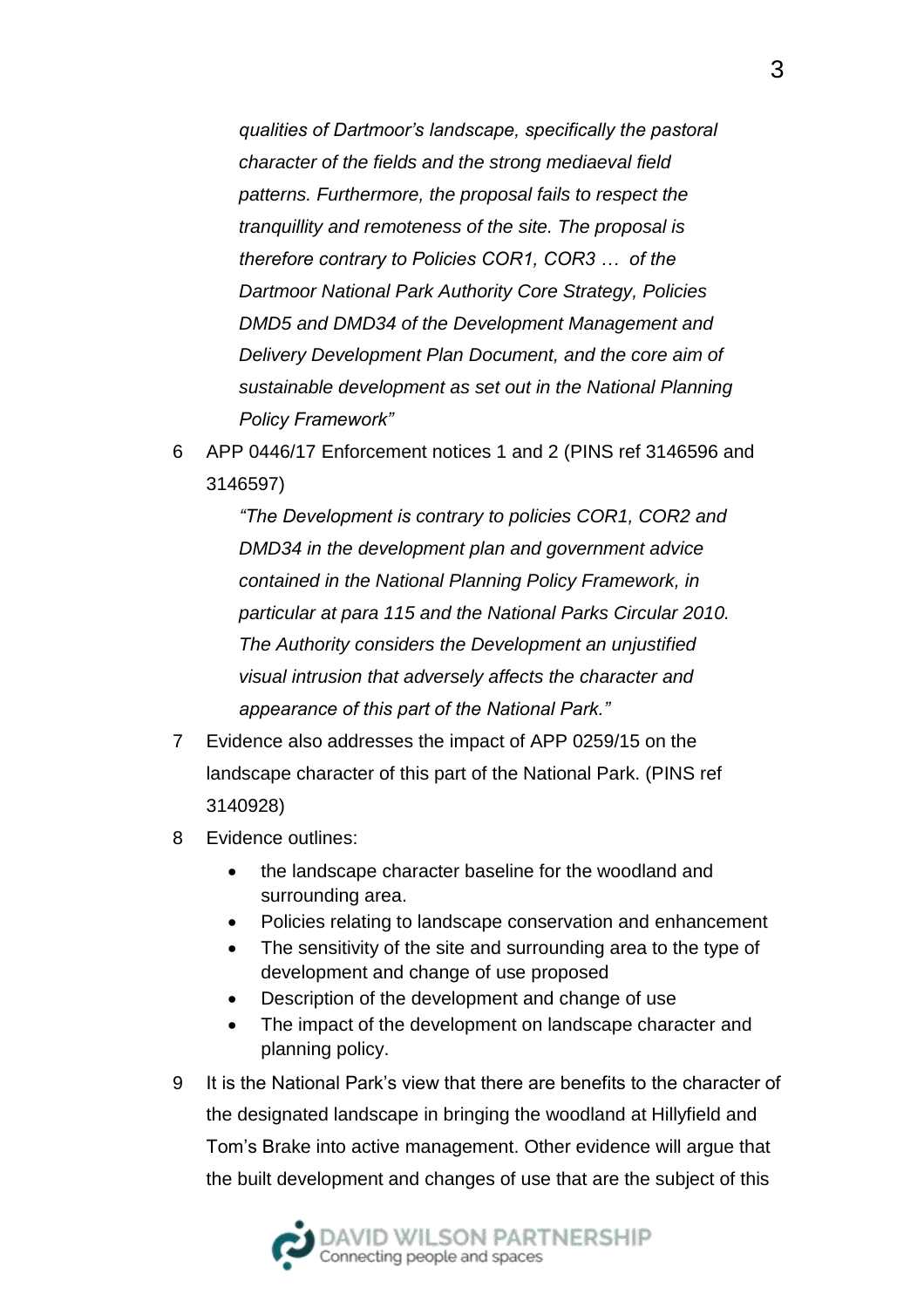*qualities of Dartmoor's landscape, specifically the pastoral character of the fields and the strong mediaeval field patterns. Furthermore, the proposal fails to respect the tranquillity and remoteness of the site. The proposal is therefore contrary to Policies COR1, COR3 … of the Dartmoor National Park Authority Core Strategy, Policies DMD5 and DMD34 of the Development Management and Delivery Development Plan Document, and the core aim of sustainable development as set out in the National Planning Policy Framework"*

6 APP 0446/17 Enforcement notices 1 and 2 (PINS ref 3146596 and 3146597)

*"The Development is contrary to policies COR1, COR2 and DMD34 in the development plan and government advice contained in the National Planning Policy Framework, in particular at para 115 and the National Parks Circular 2010. The Authority considers the Development an unjustified visual intrusion that adversely affects the character and appearance of this part of the National Park."*

7 Evidence also addresses the impact of APP 0259/15 on the landscape character of this part of the National Park. (PINS ref 3140928)

8 Evidence outlines:

- the landscape character baseline for the woodland and surrounding area.
- Policies relating to landscape conservation and enhancement
- The sensitivity of the site and surrounding area to the type of development and change of use proposed
- Description of the development and change of use
- The impact of the development on landscape character and planning policy.

9 It is the National Park's view that there are benefits to the character of the designated landscape in bringing the woodland at Hillyfield and Tom's Brake into active management. Other evidence will argue that the built development and changes of use that are the subject of this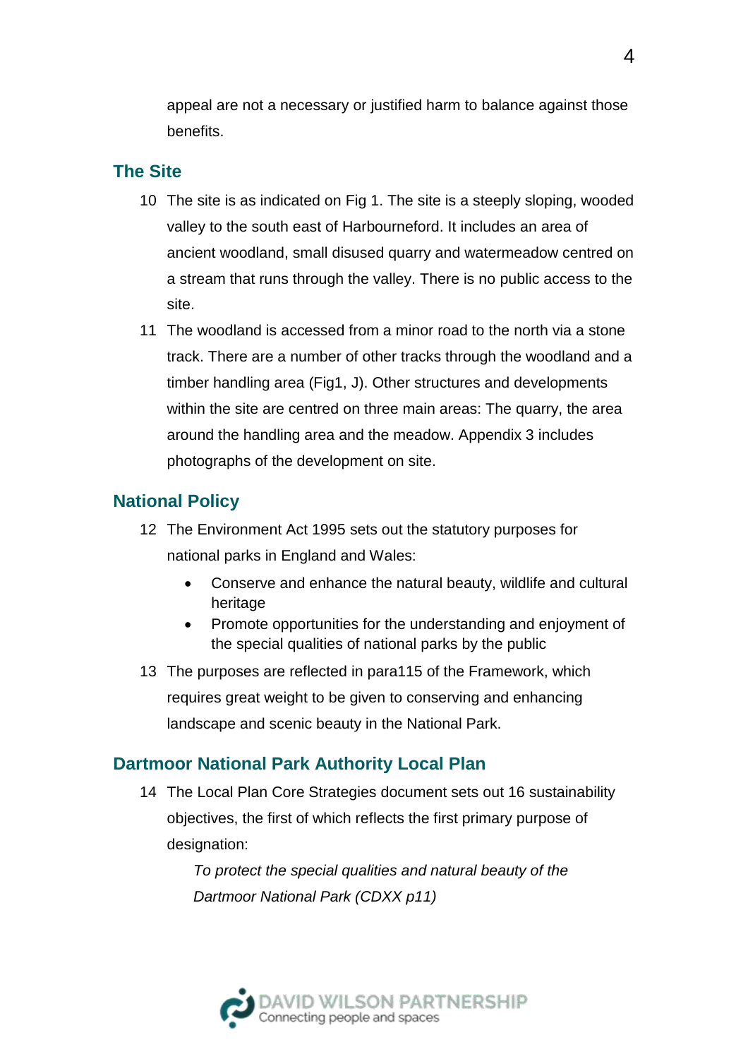appeal are not a necessary or justified harm to balance against those benefits.

## The Site

10 The site is as indicated on Fig 1. The site is a steeply sloping, wooded valley to the south east of Harbourneford. It includes an area of ancient woodland, small disused quarry and watermeadow centred on a stream that runs through the valley. There is no public access to the site.

11 The woodland is accessed from a minor road to the north via a stone track. There are a number of other tracks through the woodland and a timber handling area (Fig1, J). Other structures and developments within the site are centred on three main areas: The quarry, the area around the handling area and the meadow. Appendix 3 includes photographs of the development on site.

## National Policy

12 The Environment Act 1995 sets out the statutory purposes for national parks in England and Wales:

- Conserve and enhance the natural beauty, wildlife and cultural heritage
- Promote opportunities for the understanding and enjoyment of the special qualities of national parks by the public

13 The purposes are reflected in para115 of the Framework, which requires great weight to be given to conserving and enhancing landscape and scenic beauty in the National Park.

## Dartmoor National Park Authority Local Plan

14 The Local Plan Core Strategies document sets out 16 sustainability objectives, the first of which reflects the first primary purpose of designation:

*To protect the special qualities and natural beauty of the Dartmoor National Park (CDXX p11)*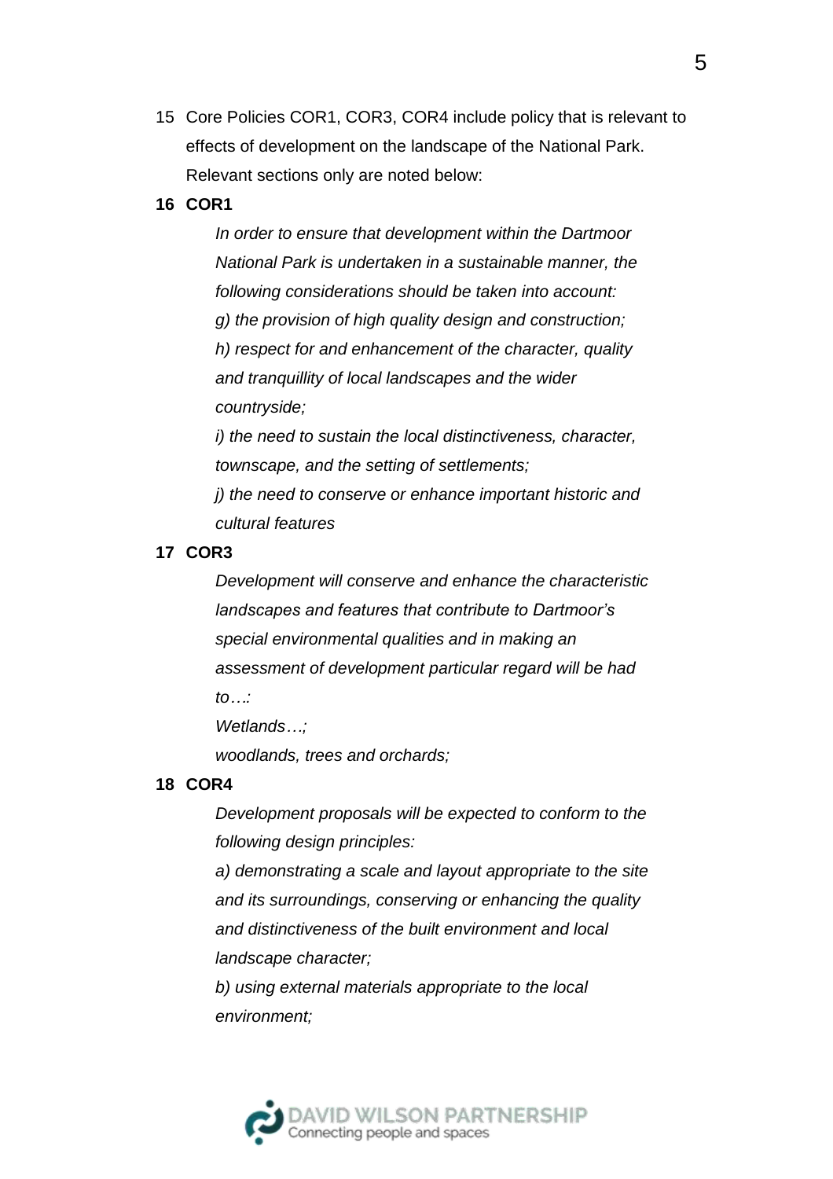15 Core Policies COR1, COR3, COR4 include policy that is relevant to effects of development on the landscape of the National Park. Relevant sections only are noted below:

**16 COR1**

> *In order to ensure that development within the Dartmoor National Park is undertaken in a sustainable manner, the following considerations should be taken into account:*
>
> *g) the provision of high quality design and construction;*
>
> *h) respect for and enhancement of the character, quality and tranquillity of local landscapes and the wider countryside;*
>
> *i) the need to sustain the local distinctiveness, character, townscape, and the setting of settlements;*
>
> *j) the need to conserve or enhance important historic and cultural features*

**17 COR3**

> *Development will conserve and enhance the characteristic landscapes and features that contribute to Dartmoor's special environmental qualities and in making an assessment of development particular regard will be had to…:*
>
> *Wetlands…;*
>
> *woodlands, trees and orchards;*

**18 COR4**

> *Development proposals will be expected to conform to the following design principles:*
>
> *a) demonstrating a scale and layout appropriate to the site and its surroundings, conserving or enhancing the quality and distinctiveness of the built environment and local landscape character;*
>
> *b) using external materials appropriate to the local environment;*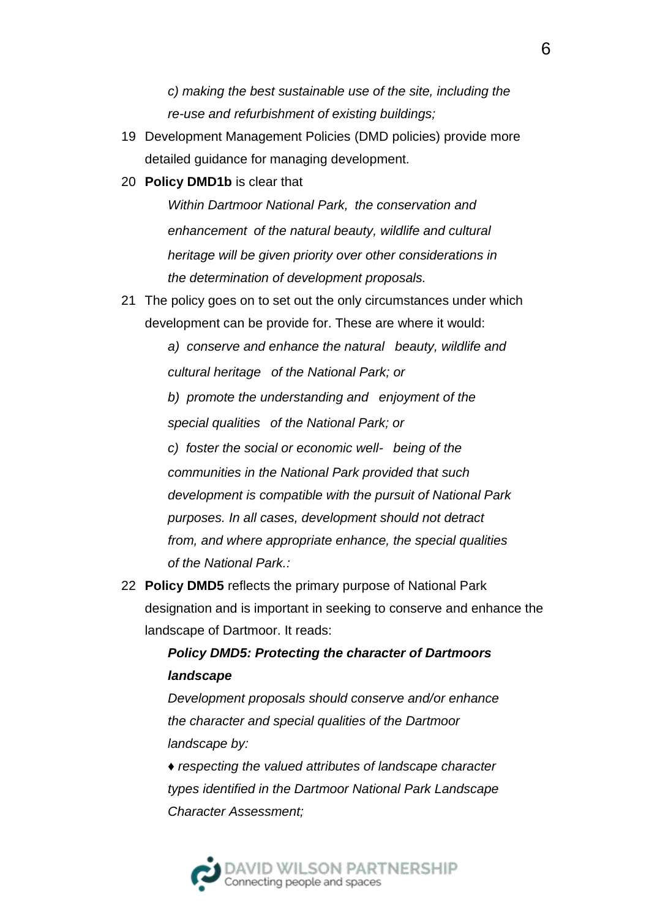*c) making the best sustainable use of the site, including the re-use and refurbishment of existing buildings;*

19 Development Management Policies (DMD policies) provide more detailed guidance for managing development.

20 **Policy DMD1b** is clear that

> *Within Dartmoor National Park, the conservation and enhancement of the natural beauty, wildlife and cultural heritage will be given priority over other considerations in the determination of development proposals.*

21 The policy goes on to set out the only circumstances under which development can be provide for. These are where it would:

> *a) conserve and enhance the natural beauty, wildlife and cultural heritage of the National Park; or*
>
> *b) promote the understanding and enjoyment of the special qualities of the National Park; or*
>
> *c) foster the social or economic well- being of the communities in the National Park provided that such development is compatible with the pursuit of National Park purposes. In all cases, development should not detract from, and where appropriate enhance, the special qualities of the National Park.:*

22 **Policy DMD5** reflects the primary purpose of National Park designation and is important in seeking to conserve and enhance the landscape of Dartmoor. It reads:

> ***Policy DMD5: Protecting the character of Dartmoors landscape***
>
> *Development proposals should conserve and/or enhance the character and special qualities of the Dartmoor landscape by:*
>
> *♦ respecting the valued attributes of landscape character types identified in the Dartmoor National Park Landscape Character Assessment;*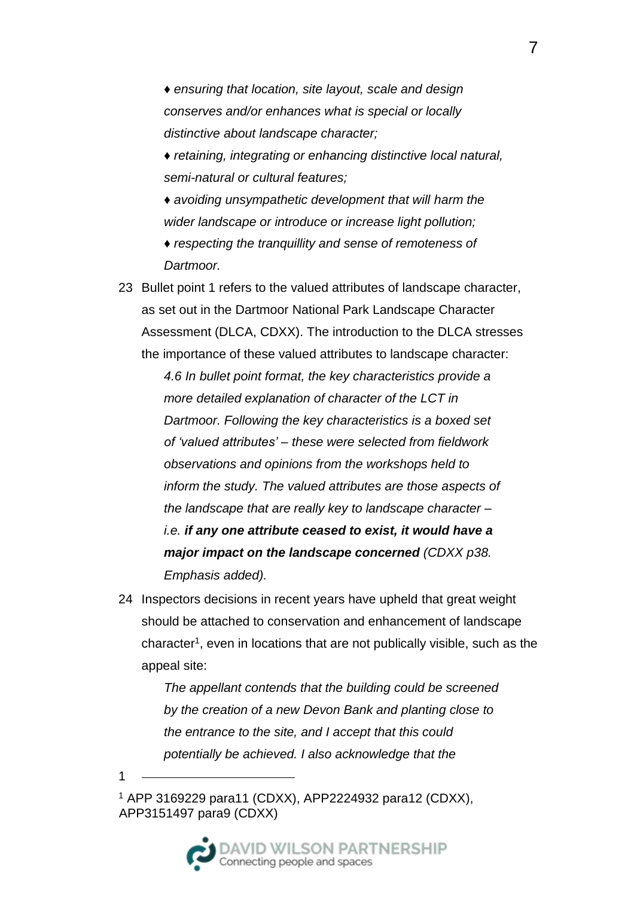*♦ ensuring that location, site layout, scale and design conserves and/or enhances what is special or locally distinctive about landscape character;*

*♦ retaining, integrating or enhancing distinctive local natural, semi-natural or cultural features;*

*♦ avoiding unsympathetic development that will harm the wider landscape or introduce or increase light pollution;*

*♦ respecting the tranquillity and sense of remoteness of Dartmoor.*

23 Bullet point 1 refers to the valued attributes of landscape character, as set out in the Dartmoor National Park Landscape Character Assessment (DLCA, CDXX). The introduction to the DLCA stresses the importance of these valued attributes to landscape character:

*4.6 In bullet point format, the key characteristics provide a more detailed explanation of character of the LCT in Dartmoor. Following the key characteristics is a boxed set of 'valued attributes' – these were selected from fieldwork observations and opinions from the workshops held to inform the study. The valued attributes are those aspects of the landscape that are really key to landscape character – i.e.* ***if any one attribute ceased to exist, it would have a major impact on the landscape concerned*** *(CDXX p38. Emphasis added).*

24 Inspectors decisions in recent years have upheld that great weight should be attached to conservation and enhancement of landscape character[1], even in locations that are not publically visible, such as the appeal site:

*The appellant contends that the building could be screened by the creation of a new Devon Bank and planting close to the entrance to the site, and I accept that this could potentially be achieved. I also acknowledge that the*

1

---

[1] APP 3169229 para11 (CDXX), APP2224932 para12 (CDXX), APP3151497 para9 (CDXX)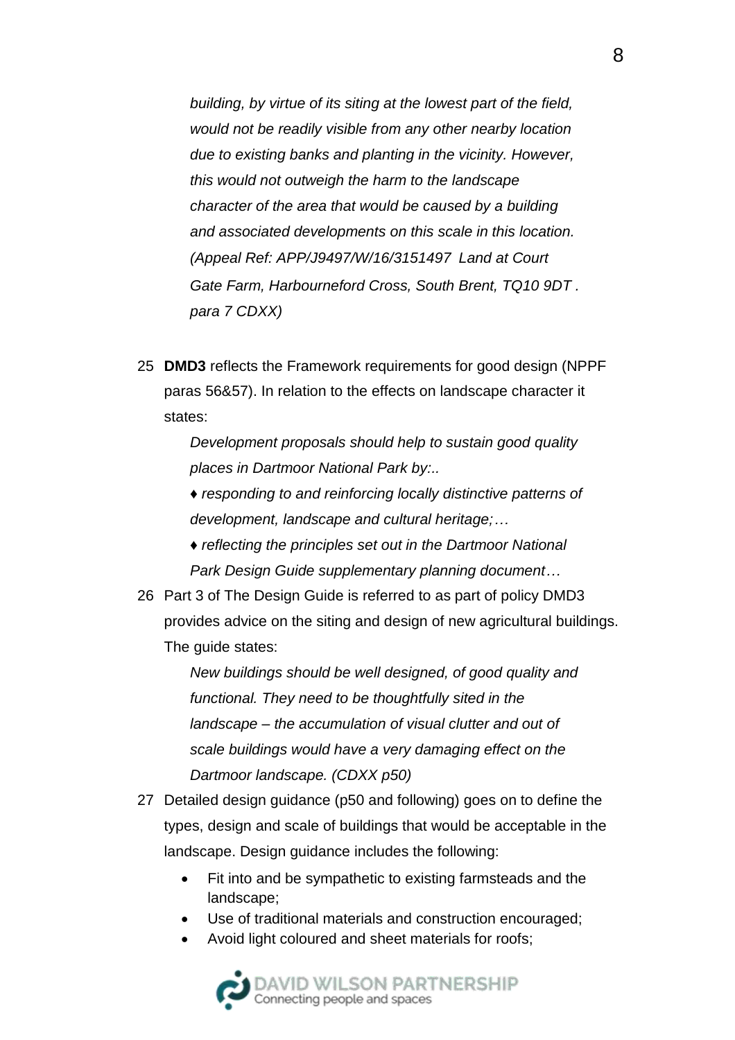*building, by virtue of its siting at the lowest part of the field, would not be readily visible from any other nearby location due to existing banks and planting in the vicinity. However, this would not outweigh the harm to the landscape character of the area that would be caused by a building and associated developments on this scale in this location. (Appeal Ref: APP/J9497/W/16/3151497 Land at Court Gate Farm, Harbourneford Cross, South Brent, TQ10 9DT . para 7 CDXX)*

25 **DMD3** reflects the Framework requirements for good design (NPPF paras 56&57). In relation to the effects on landscape character it states:

*Development proposals should help to sustain good quality places in Dartmoor National Park by:..*

*♦ responding to and reinforcing locally distinctive patterns of development, landscape and cultural heritage;…*

*♦ reflecting the principles set out in the Dartmoor National Park Design Guide supplementary planning document…*

26 Part 3 of The Design Guide is referred to as part of policy DMD3 provides advice on the siting and design of new agricultural buildings. The guide states:

*New buildings should be well designed, of good quality and functional. They need to be thoughtfully sited in the landscape – the accumulation of visual clutter and out of scale buildings would have a very damaging effect on the Dartmoor landscape. (CDXX p50)*

27 Detailed design guidance (p50 and following) goes on to define the types, design and scale of buildings that would be acceptable in the landscape. Design guidance includes the following:

- Fit into and be sympathetic to existing farmsteads and the landscape;
- Use of traditional materials and construction encouraged;
- Avoid light coloured and sheet materials for roofs;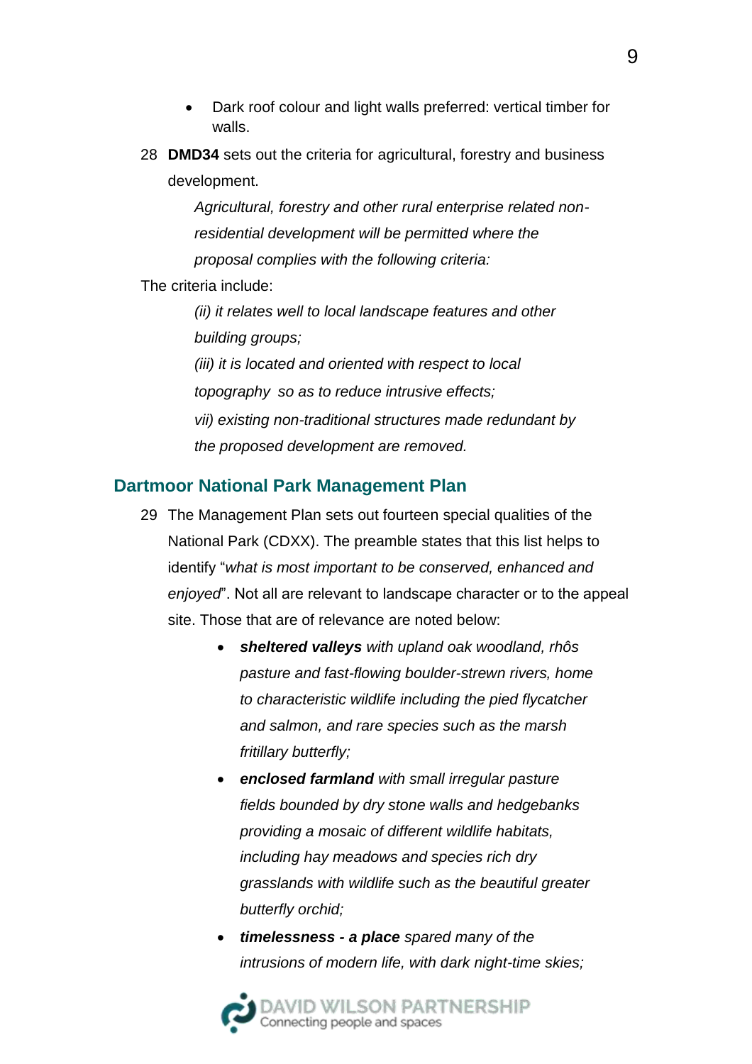- Dark roof colour and light walls preferred: vertical timber for walls.

28 **DMD34** sets out the criteria for agricultural, forestry and business development.

> *Agricultural, forestry and other rural enterprise related non-residential development will be permitted where the proposal complies with the following criteria:*

The criteria include:

> *(ii) it relates well to local landscape features and other building groups;*
>
> *(iii) it is located and oriented with respect to local topography so as to reduce intrusive effects;*
>
> *vii) existing non-traditional structures made redundant by the proposed development are removed.*

## Dartmoor National Park Management Plan

29 The Management Plan sets out fourteen special qualities of the National Park (CDXX). The preamble states that this list helps to identify "*what is most important to be conserved, enhanced and enjoyed*". Not all are relevant to landscape character or to the appeal site. Those that are of relevance are noted below:

- ***sheltered valleys*** *with upland oak woodland, rhôs pasture and fast-flowing boulder-strewn rivers, home to characteristic wildlife including the pied flycatcher and salmon, and rare species such as the marsh fritillary butterfly;*
- ***enclosed farmland*** *with small irregular pasture fields bounded by dry stone walls and hedgebanks providing a mosaic of different wildlife habitats, including hay meadows and species rich dry grasslands with wildlife such as the beautiful greater butterfly orchid;*
- ***timelessness - a place*** *spared many of the intrusions of modern life, with dark night-time skies;*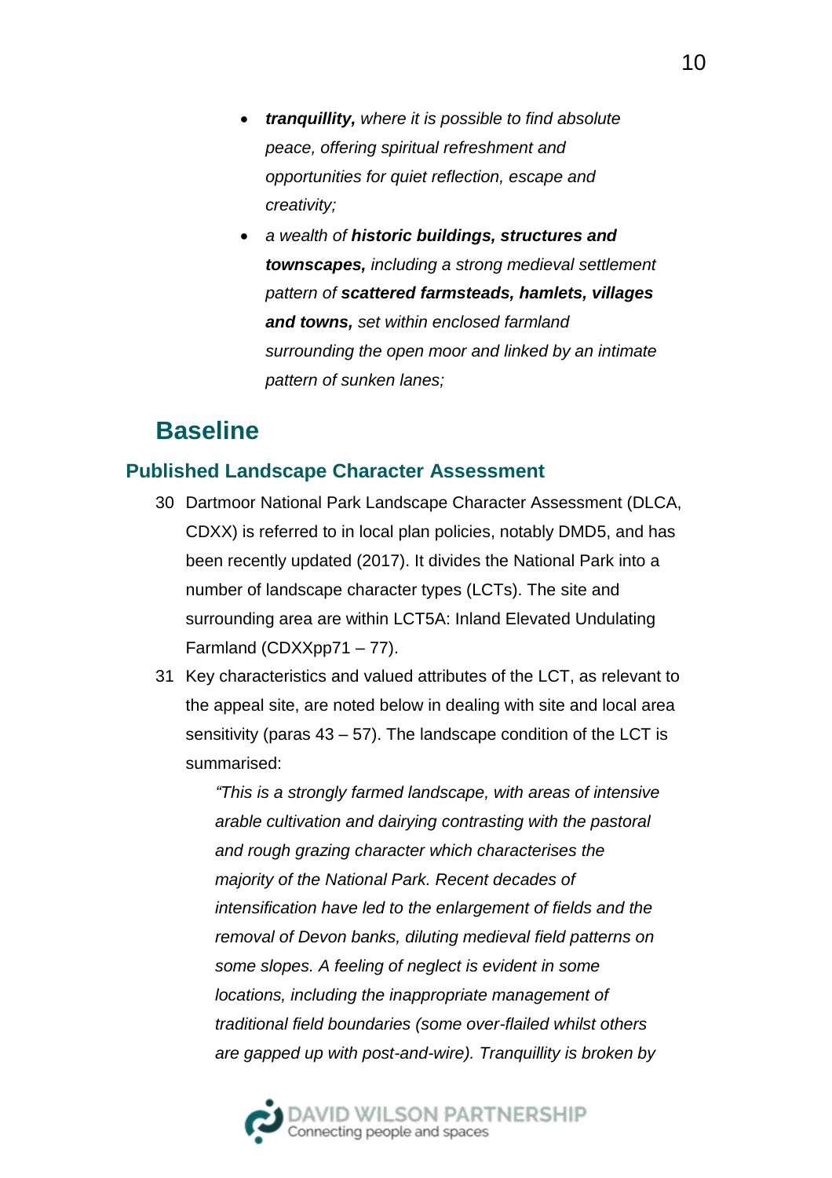- ***tranquillity,*** *where it is possible to find absolute peace, offering spiritual refreshment and opportunities for quiet reflection, escape and creativity;*
- *a wealth of **historic buildings, structures and townscapes,** including a strong medieval settlement pattern of **scattered farmsteads, hamlets, villages and towns,** set within enclosed farmland surrounding the open moor and linked by an intimate pattern of sunken lanes;*

## Baseline

### Published Landscape Character Assessment

30 Dartmoor National Park Landscape Character Assessment (DLCA, CDXX) is referred to in local plan policies, notably DMD5, and has been recently updated (2017). It divides the National Park into a number of landscape character types (LCTs). The site and surrounding area are within LCT5A: Inland Elevated Undulating Farmland (CDXXpp71 – 77).

31 Key characteristics and valued attributes of the LCT, as relevant to the appeal site, are noted below in dealing with site and local area sensitivity (paras 43 – 57). The landscape condition of the LCT is summarised:

> *"This is a strongly farmed landscape, with areas of intensive arable cultivation and dairying contrasting with the pastoral and rough grazing character which characterises the majority of the National Park. Recent decades of intensification have led to the enlargement of fields and the removal of Devon banks, diluting medieval field patterns on some slopes. A feeling of neglect is evident in some locations, including the inappropriate management of traditional field boundaries (some over-flailed whilst others are gapped up with post-and-wire). Tranquillity is broken by*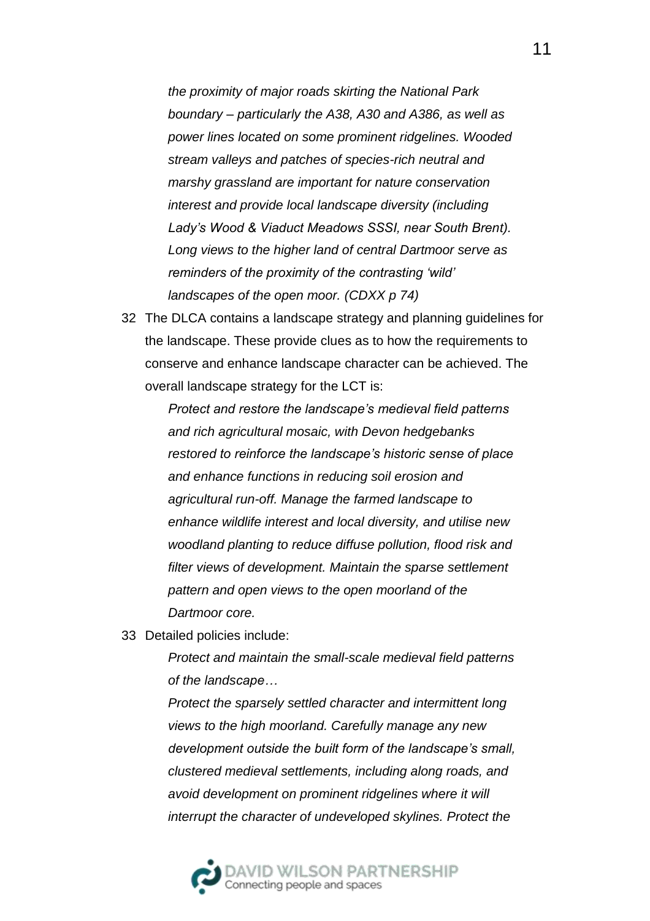*the proximity of major roads skirting the National Park boundary – particularly the A38, A30 and A386, as well as power lines located on some prominent ridgelines. Wooded stream valleys and patches of species-rich neutral and marshy grassland are important for nature conservation interest and provide local landscape diversity (including Lady's Wood & Viaduct Meadows SSSI, near South Brent). Long views to the higher land of central Dartmoor serve as reminders of the proximity of the contrasting 'wild' landscapes of the open moor. (CDXX p 74)*

32 The DLCA contains a landscape strategy and planning guidelines for the landscape. These provide clues as to how the requirements to conserve and enhance landscape character can be achieved. The overall landscape strategy for the LCT is:

> *Protect and restore the landscape's medieval field patterns and rich agricultural mosaic, with Devon hedgebanks restored to reinforce the landscape's historic sense of place and enhance functions in reducing soil erosion and agricultural run-off. Manage the farmed landscape to enhance wildlife interest and local diversity, and utilise new woodland planting to reduce diffuse pollution, flood risk and filter views of development. Maintain the sparse settlement pattern and open views to the open moorland of the Dartmoor core.*

33 Detailed policies include:

> *Protect and maintain the small-scale medieval field patterns of the landscape…*
>
> *Protect the sparsely settled character and intermittent long views to the high moorland. Carefully manage any new development outside the built form of the landscape's small, clustered medieval settlements, including along roads, and avoid development on prominent ridgelines where it will interrupt the character of undeveloped skylines. Protect the*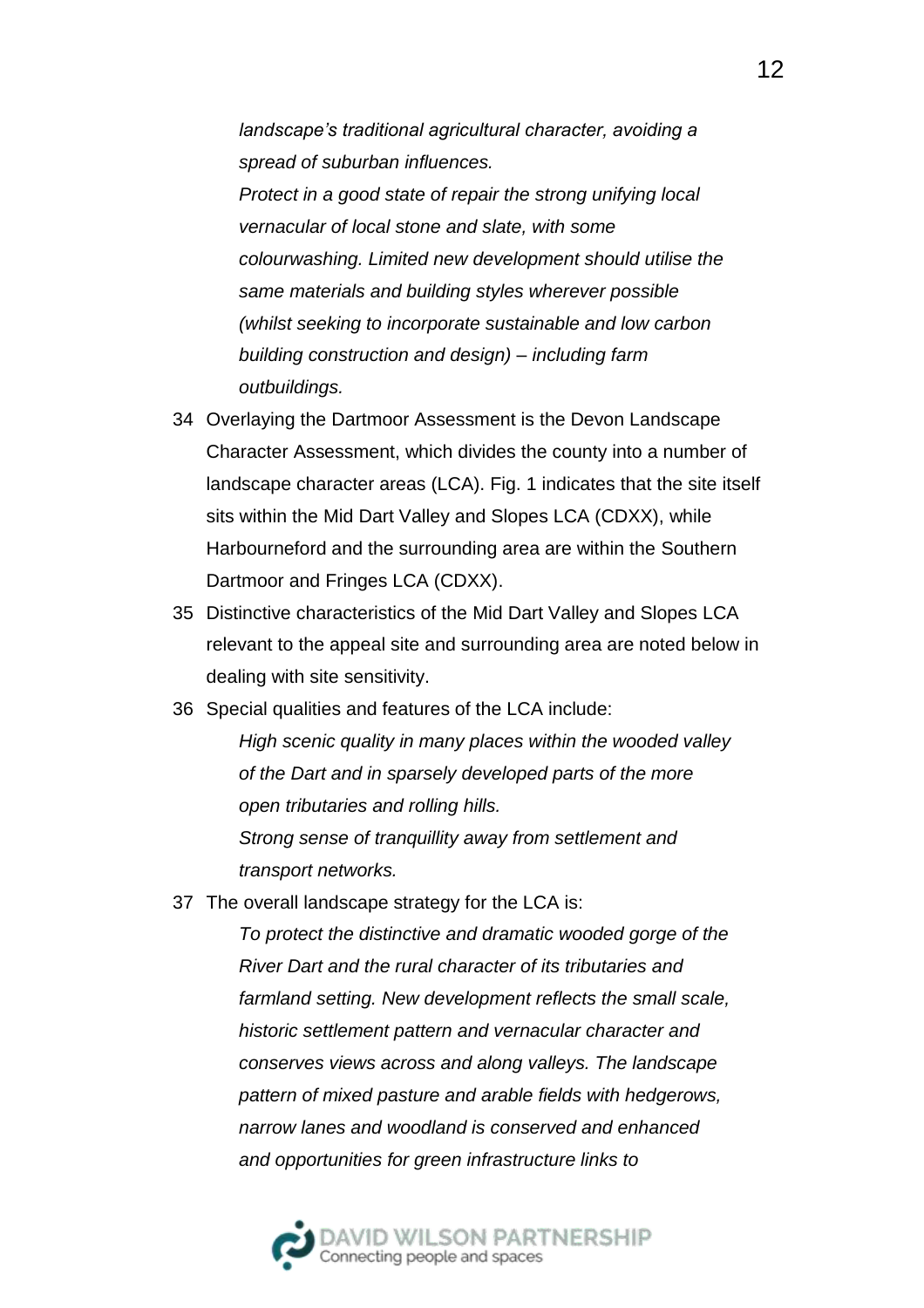*landscape's traditional agricultural character, avoiding a spread of suburban influences.*

*Protect in a good state of repair the strong unifying local vernacular of local stone and slate, with some colourwashing. Limited new development should utilise the same materials and building styles wherever possible (whilst seeking to incorporate sustainable and low carbon building construction and design) – including farm outbuildings.*

34 Overlaying the Dartmoor Assessment is the Devon Landscape Character Assessment, which divides the county into a number of landscape character areas (LCA). Fig. 1 indicates that the site itself sits within the Mid Dart Valley and Slopes LCA (CDXX), while Harbourneford and the surrounding area are within the Southern Dartmoor and Fringes LCA (CDXX).

35 Distinctive characteristics of the Mid Dart Valley and Slopes LCA relevant to the appeal site and surrounding area are noted below in dealing with site sensitivity.

36 Special qualities and features of the LCA include:

*High scenic quality in many places within the wooded valley of the Dart and in sparsely developed parts of the more open tributaries and rolling hills.*

*Strong sense of tranquillity away from settlement and transport networks.*

37 The overall landscape strategy for the LCA is:

*To protect the distinctive and dramatic wooded gorge of the River Dart and the rural character of its tributaries and farmland setting. New development reflects the small scale, historic settlement pattern and vernacular character and conserves views across and along valleys. The landscape pattern of mixed pasture and arable fields with hedgerows, narrow lanes and woodland is conserved and enhanced and opportunities for green infrastructure links to*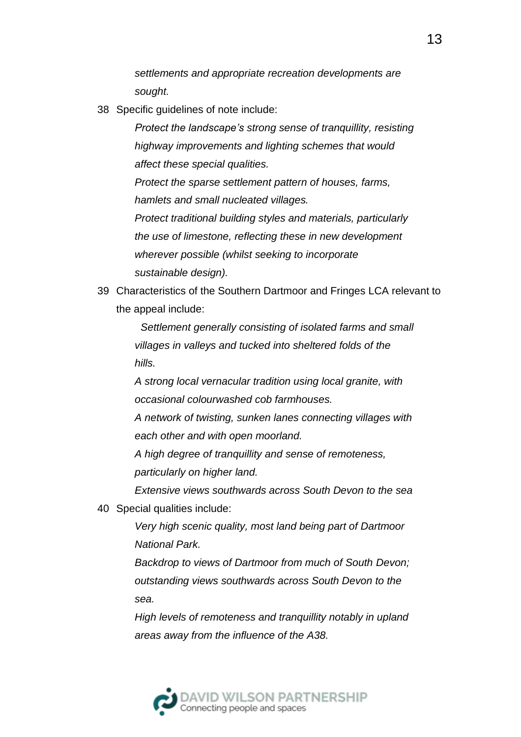*settlements and appropriate recreation developments are sought.*

38 Specific guidelines of note include:

> *Protect the landscape's strong sense of tranquillity, resisting highway improvements and lighting schemes that would affect these special qualities.*
>
> *Protect the sparse settlement pattern of houses, farms, hamlets and small nucleated villages.*
>
> *Protect traditional building styles and materials, particularly the use of limestone, reflecting these in new development wherever possible (whilst seeking to incorporate sustainable design).*

39 Characteristics of the Southern Dartmoor and Fringes LCA relevant to the appeal include:

> *Settlement generally consisting of isolated farms and small villages in valleys and tucked into sheltered folds of the hills.*
>
> *A strong local vernacular tradition using local granite, with occasional colourwashed cob farmhouses.*
>
> *A network of twisting, sunken lanes connecting villages with each other and with open moorland.*
>
> *A high degree of tranquillity and sense of remoteness, particularly on higher land.*
>
> *Extensive views southwards across South Devon to the sea*

40 Special qualities include:

> *Very high scenic quality, most land being part of Dartmoor National Park.*
>
> *Backdrop to views of Dartmoor from much of South Devon; outstanding views southwards across South Devon to the sea.*
>
> *High levels of remoteness and tranquillity notably in upland areas away from the influence of the A38.*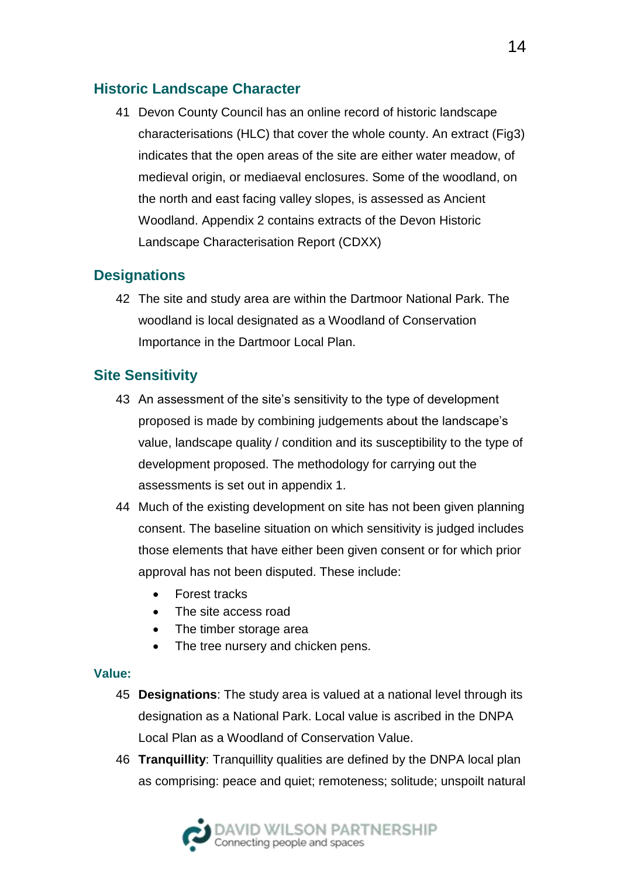## Historic Landscape Character

41 Devon County Council has an online record of historic landscape characterisations (HLC) that cover the whole county. An extract (Fig3) indicates that the open areas of the site are either water meadow, of medieval origin, or mediaeval enclosures. Some of the woodland, on the north and east facing valley slopes, is assessed as Ancient Woodland. Appendix 2 contains extracts of the Devon Historic Landscape Characterisation Report (CDXX)

## Designations

42 The site and study area are within the Dartmoor National Park. The woodland is local designated as a Woodland of Conservation Importance in the Dartmoor Local Plan.

## Site Sensitivity

43 An assessment of the site's sensitivity to the type of development proposed is made by combining judgements about the landscape's value, landscape quality / condition and its susceptibility to the type of development proposed. The methodology for carrying out the assessments is set out in appendix 1.

44 Much of the existing development on site has not been given planning consent. The baseline situation on which sensitivity is judged includes those elements that have either been given consent or for which prior approval has not been disputed. These include:

- Forest tracks
- The site access road
- The timber storage area
- The tree nursery and chicken pens.

### Value:

45 **Designations**: The study area is valued at a national level through its designation as a National Park. Local value is ascribed in the DNPA Local Plan as a Woodland of Conservation Value.

46 **Tranquillity**: Tranquillity qualities are defined by the DNPA local plan as comprising: peace and quiet; remoteness; solitude; unspoilt natural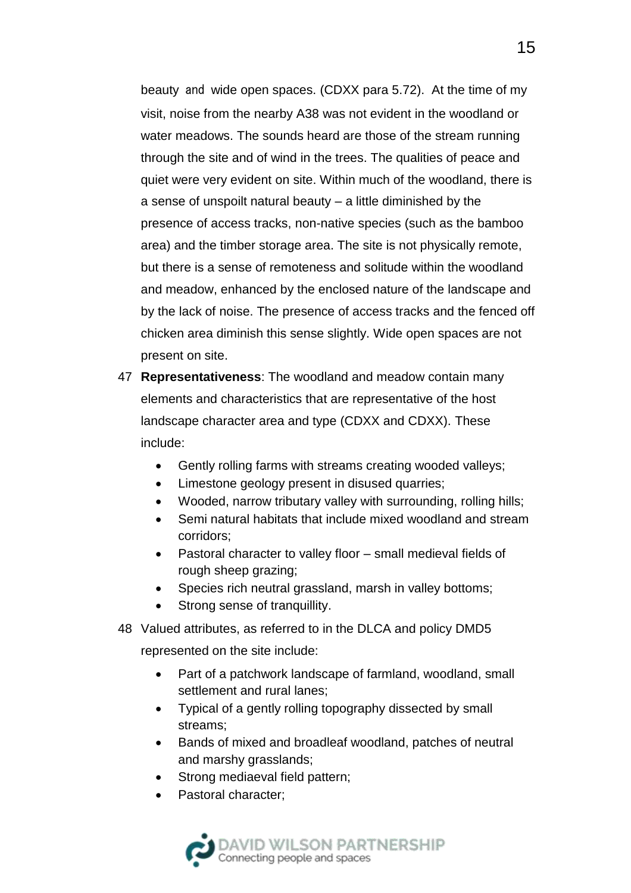beauty and wide open spaces. (CDXX para 5.72). At the time of my visit, noise from the nearby A38 was not evident in the woodland or water meadows. The sounds heard are those of the stream running through the site and of wind in the trees. The qualities of peace and quiet were very evident on site. Within much of the woodland, there is a sense of unspoilt natural beauty – a little diminished by the presence of access tracks, non-native species (such as the bamboo area) and the timber storage area. The site is not physically remote, but there is a sense of remoteness and solitude within the woodland and meadow, enhanced by the enclosed nature of the landscape and by the lack of noise. The presence of access tracks and the fenced off chicken area diminish this sense slightly. Wide open spaces are not present on site.

47 **Representativeness**: The woodland and meadow contain many elements and characteristics that are representative of the host landscape character area and type (CDXX and CDXX). These include:

- Gently rolling farms with streams creating wooded valleys;
- Limestone geology present in disused quarries;
- Wooded, narrow tributary valley with surrounding, rolling hills;
- Semi natural habitats that include mixed woodland and stream corridors;
- Pastoral character to valley floor – small medieval fields of rough sheep grazing;
- Species rich neutral grassland, marsh in valley bottoms;
- Strong sense of tranquillity.

48 Valued attributes, as referred to in the DLCA and policy DMD5 represented on the site include:

- Part of a patchwork landscape of farmland, woodland, small settlement and rural lanes;
- Typical of a gently rolling topography dissected by small streams;
- Bands of mixed and broadleaf woodland, patches of neutral and marshy grasslands;
- Strong mediaeval field pattern;
- Pastoral character;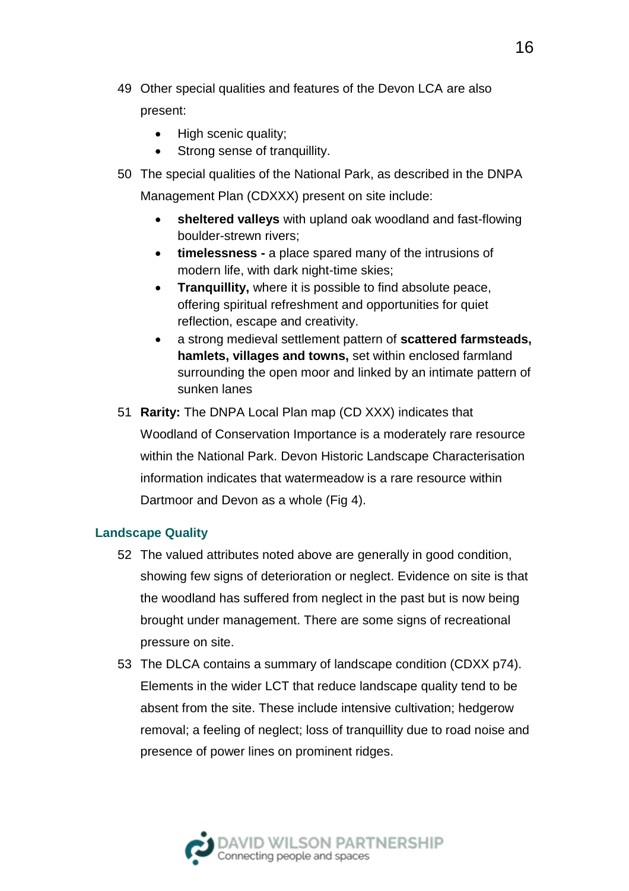49 Other special qualities and features of the Devon LCA are also present:

- High scenic quality;
- Strong sense of tranquillity.

50 The special qualities of the National Park, as described in the DNPA Management Plan (CDXXX) present on site include:

- **sheltered valleys** with upland oak woodland and fast-flowing boulder-strewn rivers;
- **timelessness -** a place spared many of the intrusions of modern life, with dark night-time skies;
- **Tranquillity,** where it is possible to find absolute peace, offering spiritual refreshment and opportunities for quiet reflection, escape and creativity.
- a strong medieval settlement pattern of **scattered farmsteads, hamlets, villages and towns,** set within enclosed farmland surrounding the open moor and linked by an intimate pattern of sunken lanes

51 **Rarity:** The DNPA Local Plan map (CD XXX) indicates that Woodland of Conservation Importance is a moderately rare resource within the National Park. Devon Historic Landscape Characterisation information indicates that watermeadow is a rare resource within Dartmoor and Devon as a whole (Fig 4).

## Landscape Quality

52 The valued attributes noted above are generally in good condition, showing few signs of deterioration or neglect. Evidence on site is that the woodland has suffered from neglect in the past but is now being brought under management. There are some signs of recreational pressure on site.

53 The DLCA contains a summary of landscape condition (CDXX p74). Elements in the wider LCT that reduce landscape quality tend to be absent from the site. These include intensive cultivation; hedgerow removal; a feeling of neglect; loss of tranquillity due to road noise and presence of power lines on prominent ridges.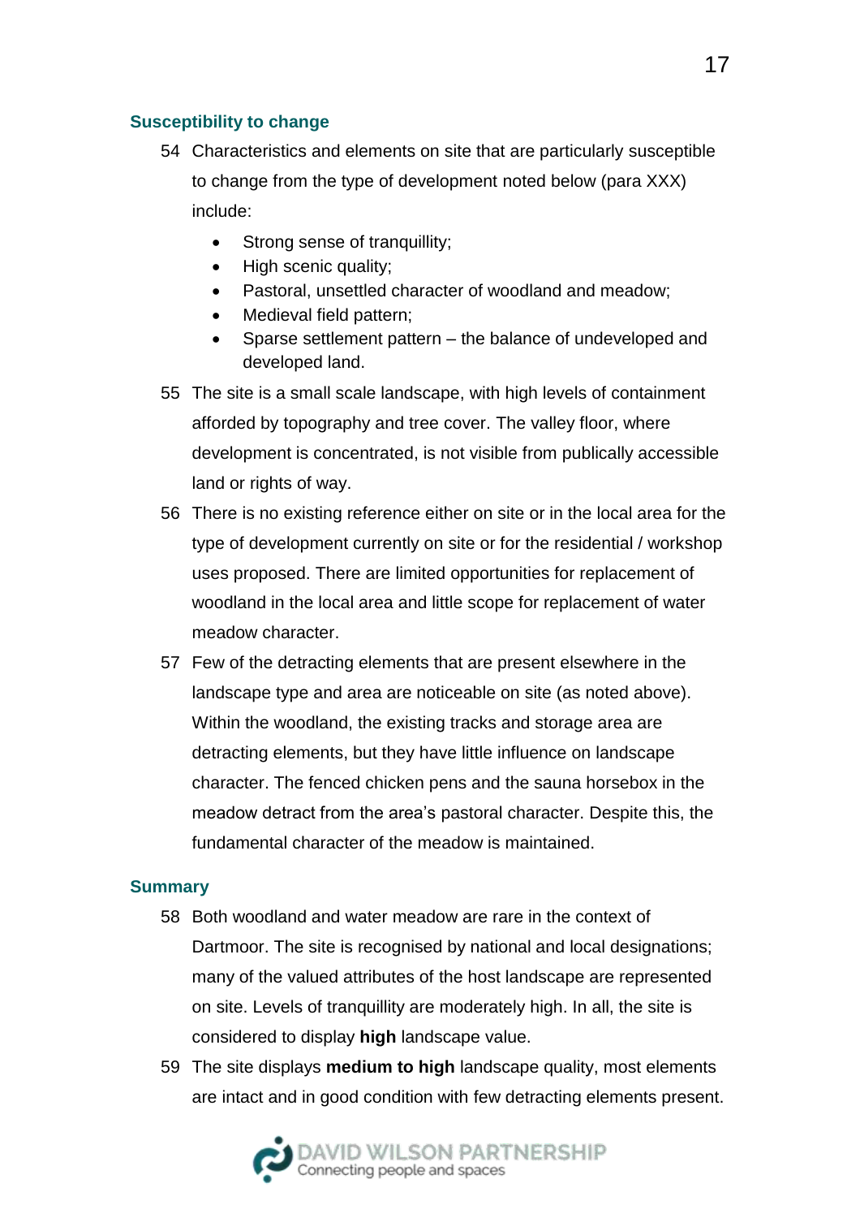### Susceptibility to change

54 Characteristics and elements on site that are particularly susceptible to change from the type of development noted below (para XXX) include:

- Strong sense of tranquillity;
- High scenic quality;
- Pastoral, unsettled character of woodland and meadow;
- Medieval field pattern;
- Sparse settlement pattern – the balance of undeveloped and developed land.

55 The site is a small scale landscape, with high levels of containment afforded by topography and tree cover. The valley floor, where development is concentrated, is not visible from publically accessible land or rights of way.

56 There is no existing reference either on site or in the local area for the type of development currently on site or for the residential / workshop uses proposed. There are limited opportunities for replacement of woodland in the local area and little scope for replacement of water meadow character.

57 Few of the detracting elements that are present elsewhere in the landscape type and area are noticeable on site (as noted above). Within the woodland, the existing tracks and storage area are detracting elements, but they have little influence on landscape character. The fenced chicken pens and the sauna horsebox in the meadow detract from the area's pastoral character. Despite this, the fundamental character of the meadow is maintained.

### Summary

58 Both woodland and water meadow are rare in the context of Dartmoor. The site is recognised by national and local designations; many of the valued attributes of the host landscape are represented on site. Levels of tranquillity are moderately high. In all, the site is considered to display **high** landscape value.

59 The site displays **medium to high** landscape quality, most elements are intact and in good condition with few detracting elements present.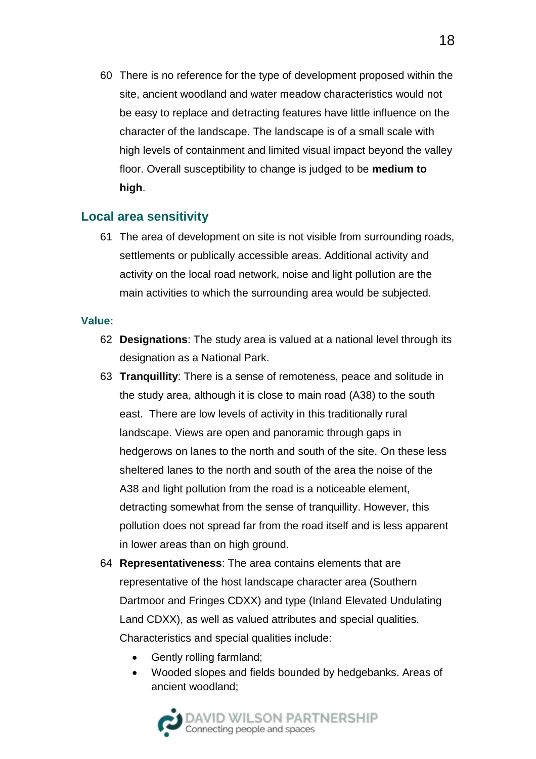60 There is no reference for the type of development proposed within the site, ancient woodland and water meadow characteristics would not be easy to replace and detracting features have little influence on the character of the landscape. The landscape is of a small scale with high levels of containment and limited visual impact beyond the valley floor. Overall susceptibility to change is judged to be **medium to high**.

## Local area sensitivity

61 The area of development on site is not visible from surrounding roads, settlements or publically accessible areas. Additional activity and activity on the local road network, noise and light pollution are the main activities to which the surrounding area would be subjected.

### Value:

62 **Designations**: The study area is valued at a national level through its designation as a National Park.

63 **Tranquillity**: There is a sense of remoteness, peace and solitude in the study area, although it is close to main road (A38) to the south east. There are low levels of activity in this traditionally rural landscape. Views are open and panoramic through gaps in hedgerows on lanes to the north and south of the site. On these less sheltered lanes to the north and south of the area the noise of the A38 and light pollution from the road is a noticeable element, detracting somewhat from the sense of tranquillity. However, this pollution does not spread far from the road itself and is less apparent in lower areas than on high ground.

64 **Representativeness**: The area contains elements that are representative of the host landscape character area (Southern Dartmoor and Fringes CDXX) and type (Inland Elevated Undulating Land CDXX), as well as valued attributes and special qualities. Characteristics and special qualities include:

- Gently rolling farmland;
- Wooded slopes and fields bounded by hedgebanks. Areas of ancient woodland;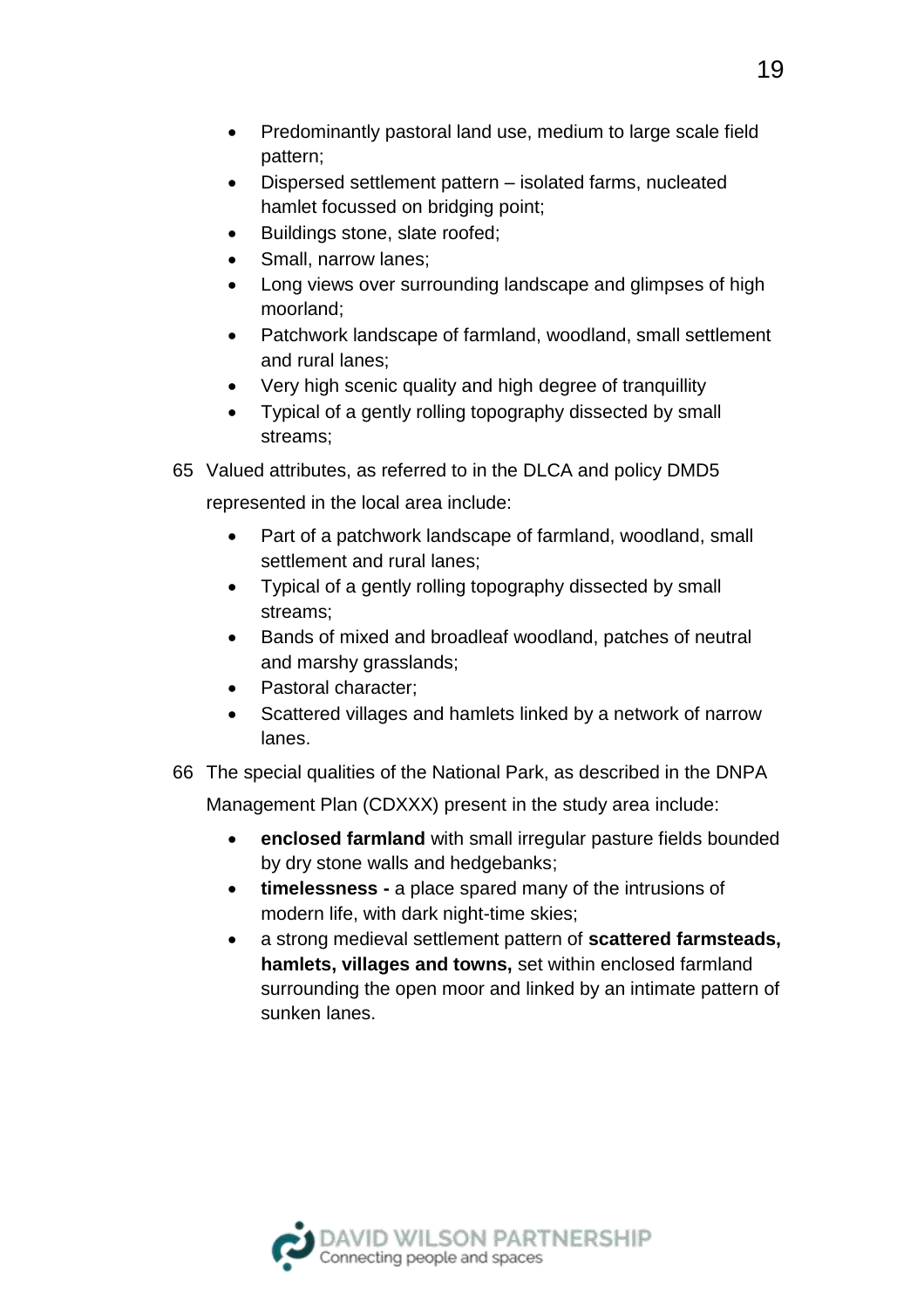- Predominantly pastoral land use, medium to large scale field pattern;
- Dispersed settlement pattern – isolated farms, nucleated hamlet focussed on bridging point;
- Buildings stone, slate roofed;
- Small, narrow lanes;
- Long views over surrounding landscape and glimpses of high moorland;
- Patchwork landscape of farmland, woodland, small settlement and rural lanes;
- Very high scenic quality and high degree of tranquillity
- Typical of a gently rolling topography dissected by small streams;

65 Valued attributes, as referred to in the DLCA and policy DMD5 represented in the local area include:

- Part of a patchwork landscape of farmland, woodland, small settlement and rural lanes;
- Typical of a gently rolling topography dissected by small streams;
- Bands of mixed and broadleaf woodland, patches of neutral and marshy grasslands;
- Pastoral character;
- Scattered villages and hamlets linked by a network of narrow lanes.

66 The special qualities of the National Park, as described in the DNPA Management Plan (CDXXX) present in the study area include:

- **enclosed farmland** with small irregular pasture fields bounded by dry stone walls and hedgebanks;
- **timelessness -** a place spared many of the intrusions of modern life, with dark night-time skies;
- a strong medieval settlement pattern of **scattered farmsteads, hamlets, villages and towns,** set within enclosed farmland surrounding the open moor and linked by an intimate pattern of sunken lanes.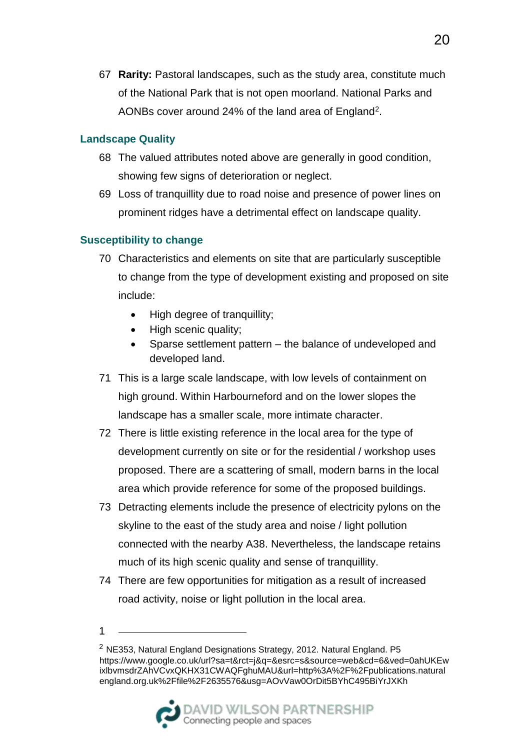67 **Rarity:** Pastoral landscapes, such as the study area, constitute much of the National Park that is not open moorland. National Parks and AONBs cover around 24% of the land area of England[2].

### Landscape Quality

68 The valued attributes noted above are generally in good condition, showing few signs of deterioration or neglect.

69 Loss of tranquillity due to road noise and presence of power lines on prominent ridges have a detrimental effect on landscape quality.

### Susceptibility to change

70 Characteristics and elements on site that are particularly susceptible to change from the type of development existing and proposed on site include:

- High degree of tranquillity;
- High scenic quality;
- Sparse settlement pattern – the balance of undeveloped and developed land.

71 This is a large scale landscape, with low levels of containment on high ground. Within Harbourneford and on the lower slopes the landscape has a smaller scale, more intimate character.

72 There is little existing reference in the local area for the type of development currently on site or for the residential / workshop uses proposed. There are a scattering of small, modern barns in the local area which provide reference for some of the proposed buildings.

73 Detracting elements include the presence of electricity pylons on the skyline to the east of the study area and noise / light pollution connected with the nearby A38. Nevertheless, the landscape retains much of its high scenic quality and sense of tranquillity.

74 There are few opportunities for mitigation as a result of increased road activity, noise or light pollution in the local area.

1

[2] NE353, Natural England Designations Strategy, 2012. Natural England. P5 https://www.google.co.uk/url?sa=t&rct=j&q=&esrc=s&source=web&cd=6&ved=0ahUKEwixlbvmsdrZAhVCvxQKHX31CWAQFghuMAU&url=http%3A%2F%2Fpublications.naturalengland.org.uk%2Ffile%2F2635576&usg=AOvVaw0OrDit5BYhC495BiYrJXKh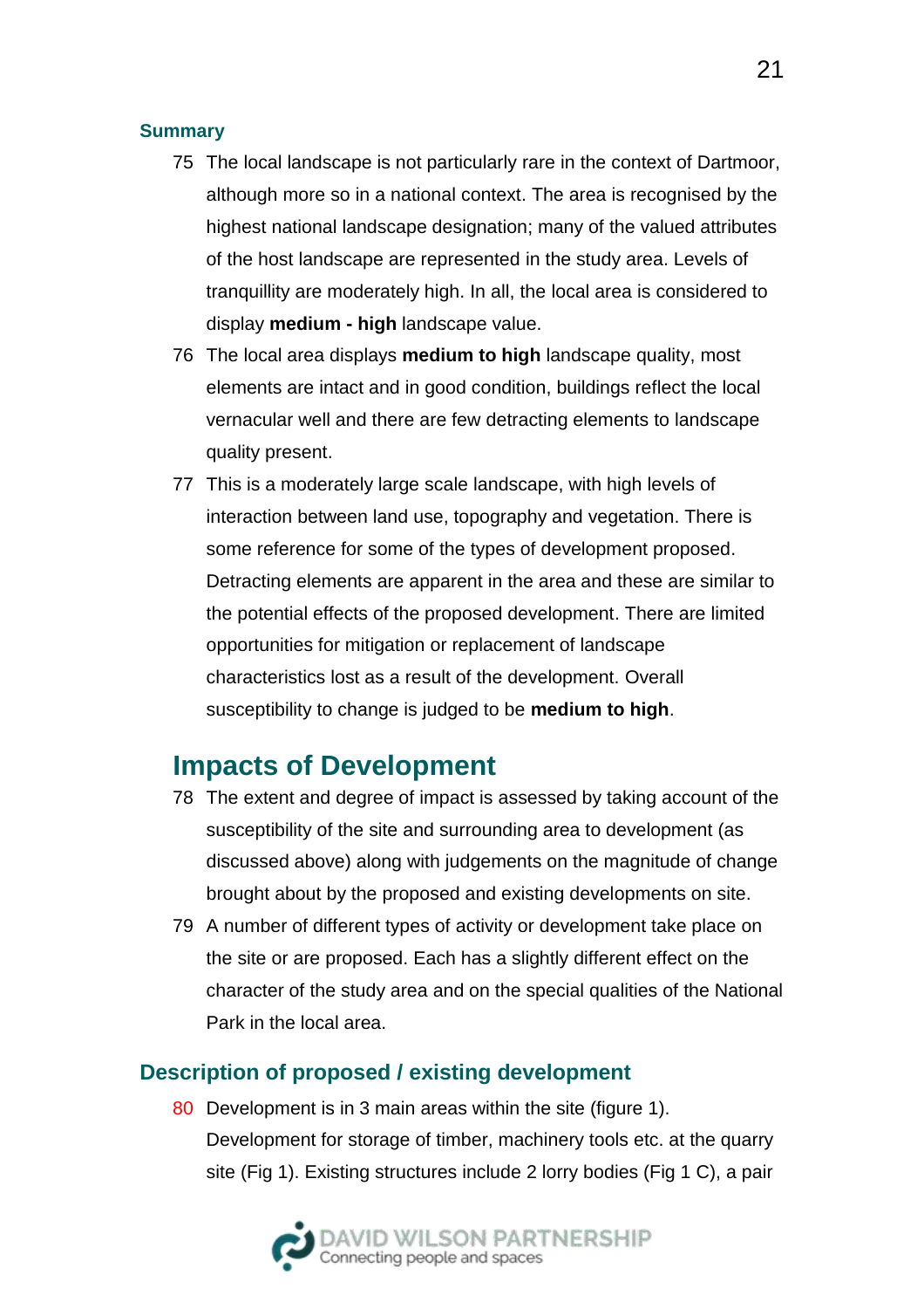### Summary

75 The local landscape is not particularly rare in the context of Dartmoor, although more so in a national context. The area is recognised by the highest national landscape designation; many of the valued attributes of the host landscape are represented in the study area. Levels of tranquillity are moderately high. In all, the local area is considered to display **medium - high** landscape value.

76 The local area displays **medium to high** landscape quality, most elements are intact and in good condition, buildings reflect the local vernacular well and there are few detracting elements to landscape quality present.

77 This is a moderately large scale landscape, with high levels of interaction between land use, topography and vegetation. There is some reference for some of the types of development proposed. Detracting elements are apparent in the area and these are similar to the potential effects of the proposed development. There are limited opportunities for mitigation or replacement of landscape characteristics lost as a result of the development. Overall susceptibility to change is judged to be **medium to high**.

## Impacts of Development

78 The extent and degree of impact is assessed by taking account of the susceptibility of the site and surrounding area to development (as discussed above) along with judgements on the magnitude of change brought about by the proposed and existing developments on site.

79 A number of different types of activity or development take place on the site or are proposed. Each has a slightly different effect on the character of the study area and on the special qualities of the National Park in the local area.

### Description of proposed / existing development

80 Development is in 3 main areas within the site (figure 1). Development for storage of timber, machinery tools etc. at the quarry site (Fig 1). Existing structures include 2 lorry bodies (Fig 1 C), a pair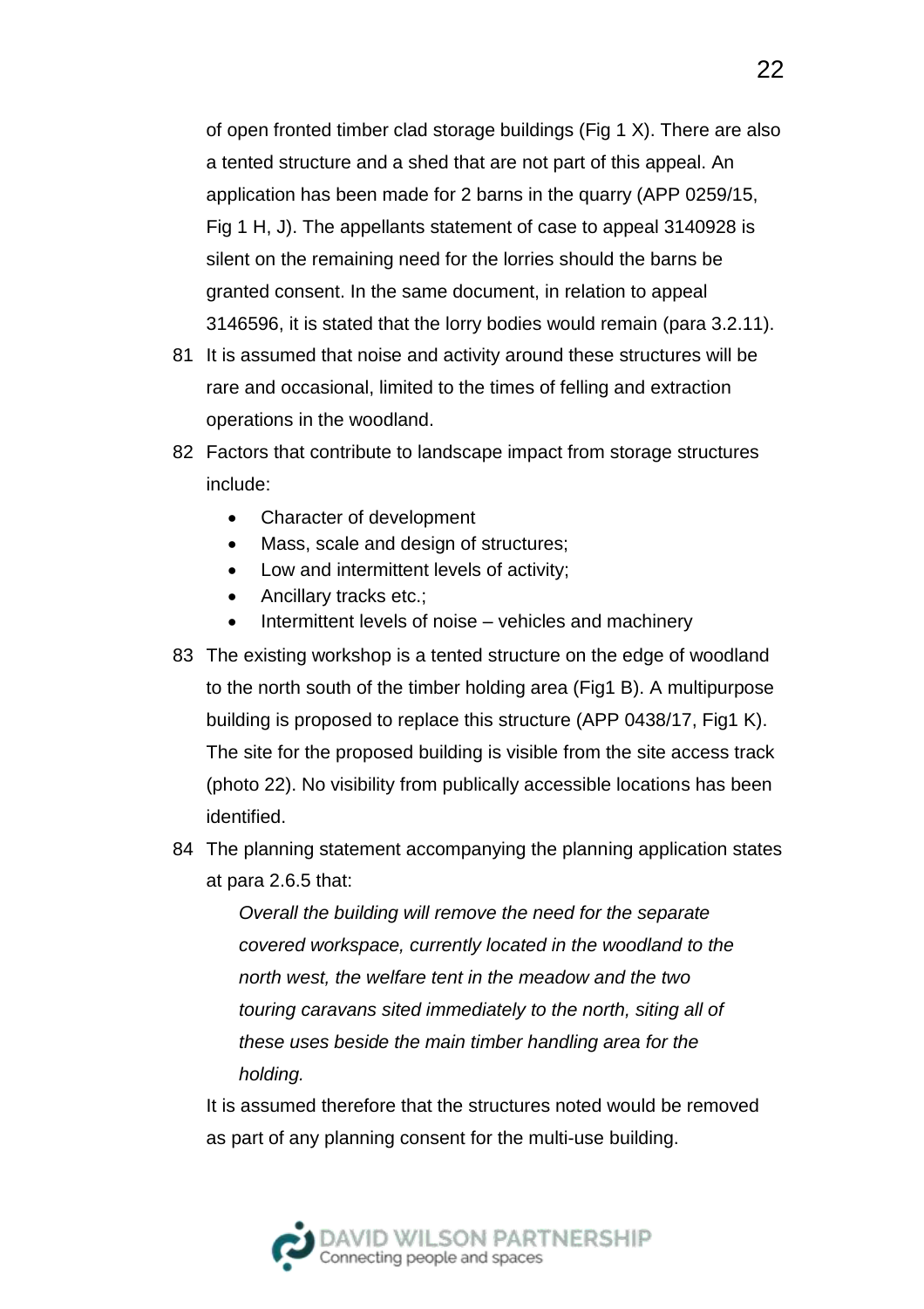of open fronted timber clad storage buildings (Fig 1 X). There are also a tented structure and a shed that are not part of this appeal. An application has been made for 2 barns in the quarry (APP 0259/15, Fig 1 H, J). The appellants statement of case to appeal 3140928 is silent on the remaining need for the lorries should the barns be granted consent. In the same document, in relation to appeal 3146596, it is stated that the lorry bodies would remain (para 3.2.11).

81 It is assumed that noise and activity around these structures will be rare and occasional, limited to the times of felling and extraction operations in the woodland.

82 Factors that contribute to landscape impact from storage structures include:

- Character of development
- Mass, scale and design of structures;
- Low and intermittent levels of activity;
- Ancillary tracks etc.;
- Intermittent levels of noise – vehicles and machinery

83 The existing workshop is a tented structure on the edge of woodland to the north south of the timber holding area (Fig1 B). A multipurpose building is proposed to replace this structure (APP 0438/17, Fig1 K). The site for the proposed building is visible from the site access track (photo 22). No visibility from publically accessible locations has been identified.

84 The planning statement accompanying the planning application states at para 2.6.5 that:

> *Overall the building will remove the need for the separate covered workspace, currently located in the woodland to the north west, the welfare tent in the meadow and the two touring caravans sited immediately to the north, siting all of these uses beside the main timber handling area for the holding.*

It is assumed therefore that the structures noted would be removed as part of any planning consent for the multi-use building.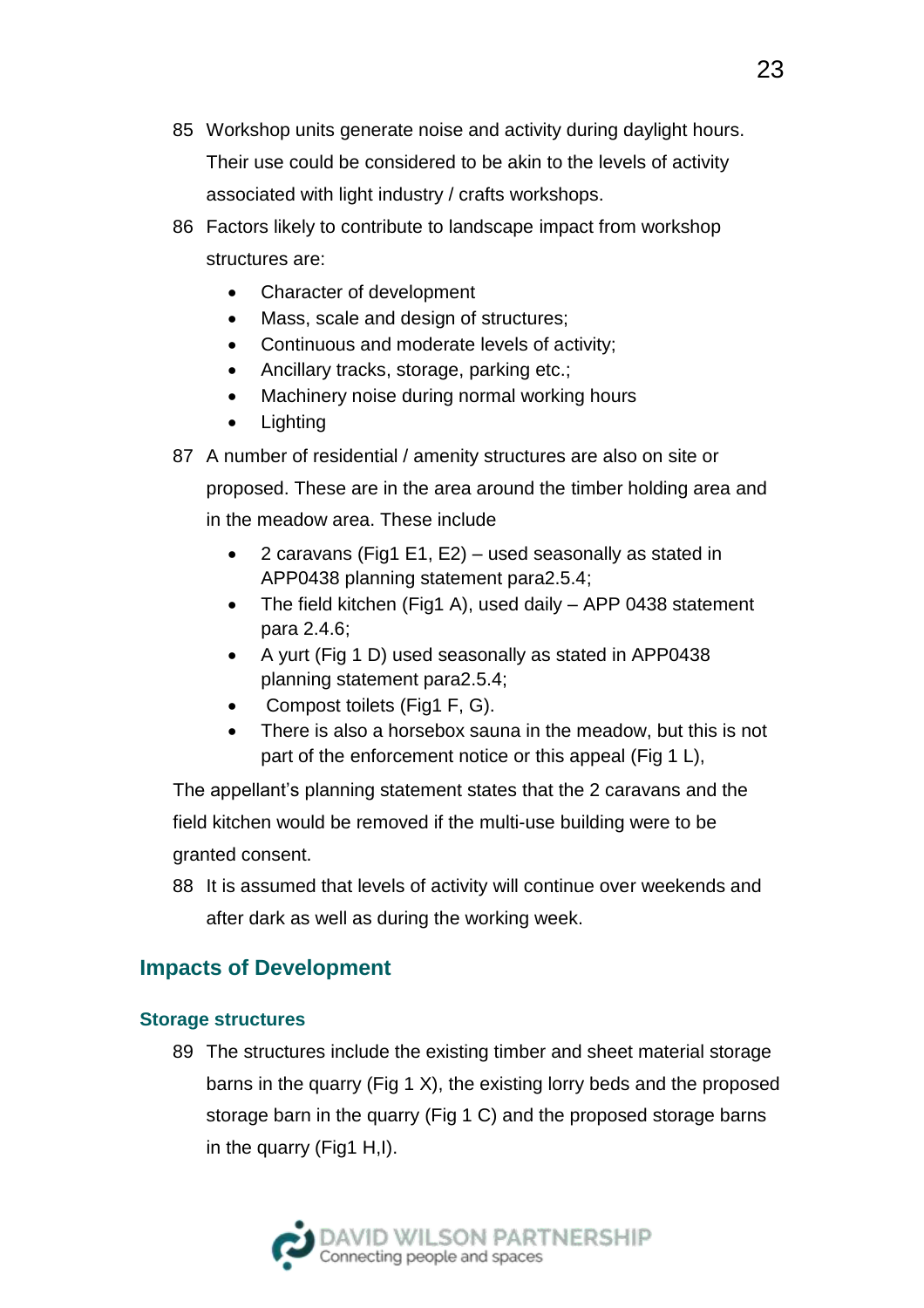85 Workshop units generate noise and activity during daylight hours. Their use could be considered to be akin to the levels of activity associated with light industry / crafts workshops.

86 Factors likely to contribute to landscape impact from workshop structures are:

- Character of development
- Mass, scale and design of structures;
- Continuous and moderate levels of activity;
- Ancillary tracks, storage, parking etc.;
- Machinery noise during normal working hours
- Lighting

87 A number of residential / amenity structures are also on site or proposed. These are in the area around the timber holding area and in the meadow area. These include

- 2 caravans (Fig1 E1, E2) – used seasonally as stated in APP0438 planning statement para2.5.4;
- The field kitchen (Fig1 A), used daily – APP 0438 statement para 2.4.6;
- A yurt (Fig 1 D) used seasonally as stated in APP0438 planning statement para2.5.4;
- Compost toilets (Fig1 F, G).
- There is also a horsebox sauna in the meadow, but this is not part of the enforcement notice or this appeal (Fig 1 L),

The appellant's planning statement states that the 2 caravans and the field kitchen would be removed if the multi-use building were to be granted consent.

88 It is assumed that levels of activity will continue over weekends and after dark as well as during the working week.

## Impacts of Development

### Storage structures

89 The structures include the existing timber and sheet material storage barns in the quarry (Fig 1 X), the existing lorry beds and the proposed storage barn in the quarry (Fig 1 C) and the proposed storage barns in the quarry (Fig1 H,I).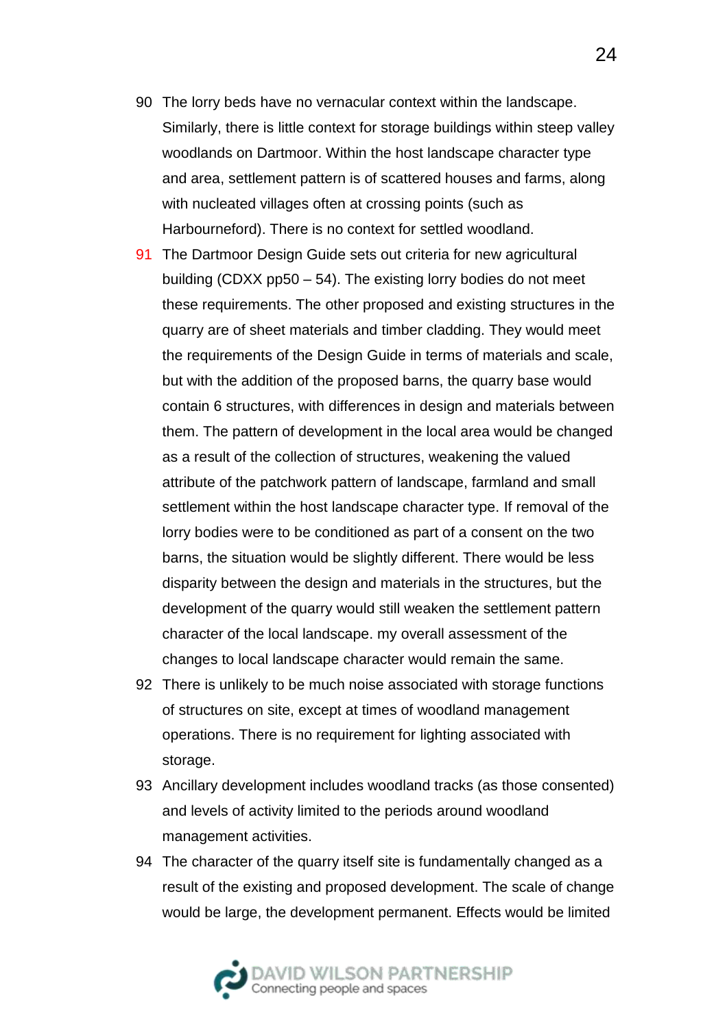90 The lorry beds have no vernacular context within the landscape. Similarly, there is little context for storage buildings within steep valley woodlands on Dartmoor. Within the host landscape character type and area, settlement pattern is of scattered houses and farms, along with nucleated villages often at crossing points (such as Harbourneford). There is no context for settled woodland.

91 The Dartmoor Design Guide sets out criteria for new agricultural building (CDXX pp50 – 54). The existing lorry bodies do not meet these requirements. The other proposed and existing structures in the quarry are of sheet materials and timber cladding. They would meet the requirements of the Design Guide in terms of materials and scale, but with the addition of the proposed barns, the quarry base would contain 6 structures, with differences in design and materials between them. The pattern of development in the local area would be changed as a result of the collection of structures, weakening the valued attribute of the patchwork pattern of landscape, farmland and small settlement within the host landscape character type. If removal of the lorry bodies were to be conditioned as part of a consent on the two barns, the situation would be slightly different. There would be less disparity between the design and materials in the structures, but the development of the quarry would still weaken the settlement pattern character of the local landscape. my overall assessment of the changes to local landscape character would remain the same.

92 There is unlikely to be much noise associated with storage functions of structures on site, except at times of woodland management operations. There is no requirement for lighting associated with storage.

93 Ancillary development includes woodland tracks (as those consented) and levels of activity limited to the periods around woodland management activities.

94 The character of the quarry itself site is fundamentally changed as a result of the existing and proposed development. The scale of change would be large, the development permanent. Effects would be limited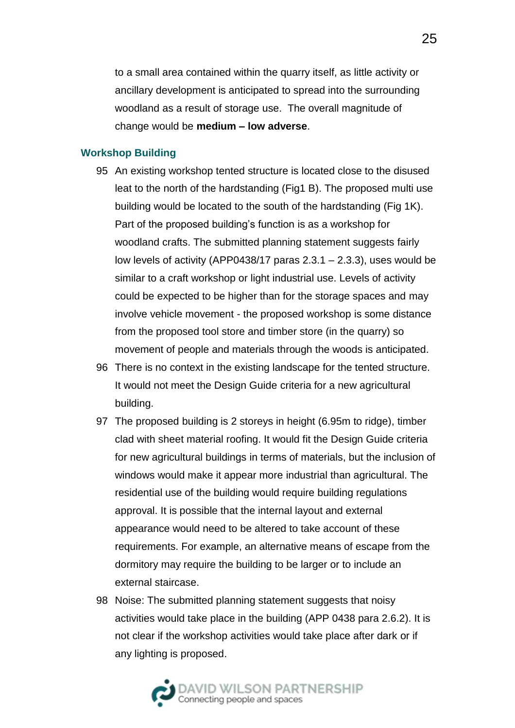to a small area contained within the quarry itself, as little activity or ancillary development is anticipated to spread into the surrounding woodland as a result of storage use. The overall magnitude of change would be **medium – low adverse**.

### Workshop Building

95 An existing workshop tented structure is located close to the disused leat to the north of the hardstanding (Fig1 B). The proposed multi use building would be located to the south of the hardstanding (Fig 1K). Part of the proposed building's function is as a workshop for woodland crafts. The submitted planning statement suggests fairly low levels of activity (APP0438/17 paras 2.3.1 – 2.3.3), uses would be similar to a craft workshop or light industrial use. Levels of activity could be expected to be higher than for the storage spaces and may involve vehicle movement - the proposed workshop is some distance from the proposed tool store and timber store (in the quarry) so movement of people and materials through the woods is anticipated.

96 There is no context in the existing landscape for the tented structure. It would not meet the Design Guide criteria for a new agricultural building.

97 The proposed building is 2 storeys in height (6.95m to ridge), timber clad with sheet material roofing. It would fit the Design Guide criteria for new agricultural buildings in terms of materials, but the inclusion of windows would make it appear more industrial than agricultural. The residential use of the building would require building regulations approval. It is possible that the internal layout and external appearance would need to be altered to take account of these requirements. For example, an alternative means of escape from the dormitory may require the building to be larger or to include an external staircase.

98 Noise: The submitted planning statement suggests that noisy activities would take place in the building (APP 0438 para 2.6.2). It is not clear if the workshop activities would take place after dark or if any lighting is proposed.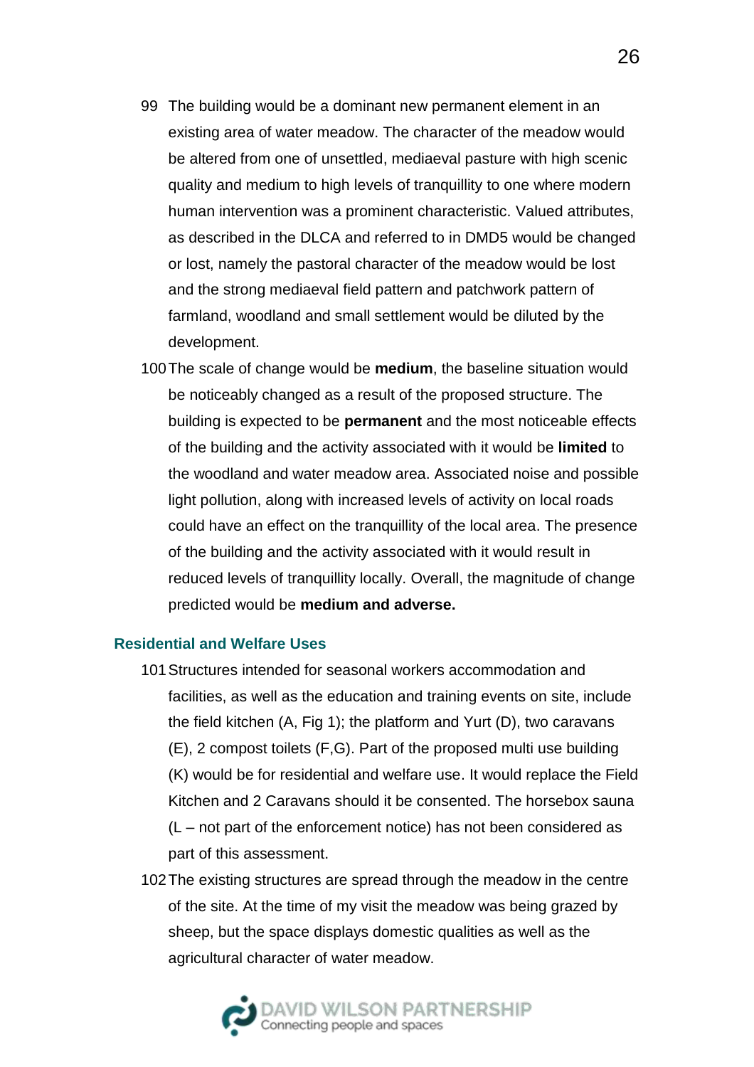99 The building would be a dominant new permanent element in an existing area of water meadow. The character of the meadow would be altered from one of unsettled, mediaeval pasture with high scenic quality and medium to high levels of tranquillity to one where modern human intervention was a prominent characteristic. Valued attributes, as described in the DLCA and referred to in DMD5 would be changed or lost, namely the pastoral character of the meadow would be lost and the strong mediaeval field pattern and patchwork pattern of farmland, woodland and small settlement would be diluted by the development.

100 The scale of change would be **medium**, the baseline situation would be noticeably changed as a result of the proposed structure. The building is expected to be **permanent** and the most noticeable effects of the building and the activity associated with it would be **limited** to the woodland and water meadow area. Associated noise and possible light pollution, along with increased levels of activity on local roads could have an effect on the tranquillity of the local area. The presence of the building and the activity associated with it would result in reduced levels of tranquillity locally. Overall, the magnitude of change predicted would be **medium and adverse.**

### Residential and Welfare Uses

101 Structures intended for seasonal workers accommodation and facilities, as well as the education and training events on site, include the field kitchen (A, Fig 1); the platform and Yurt (D), two caravans (E), 2 compost toilets (F,G). Part of the proposed multi use building (K) would be for residential and welfare use. It would replace the Field Kitchen and 2 Caravans should it be consented. The horsebox sauna (L – not part of the enforcement notice) has not been considered as part of this assessment.

102 The existing structures are spread through the meadow in the centre of the site. At the time of my visit the meadow was being grazed by sheep, but the space displays domestic qualities as well as the agricultural character of water meadow.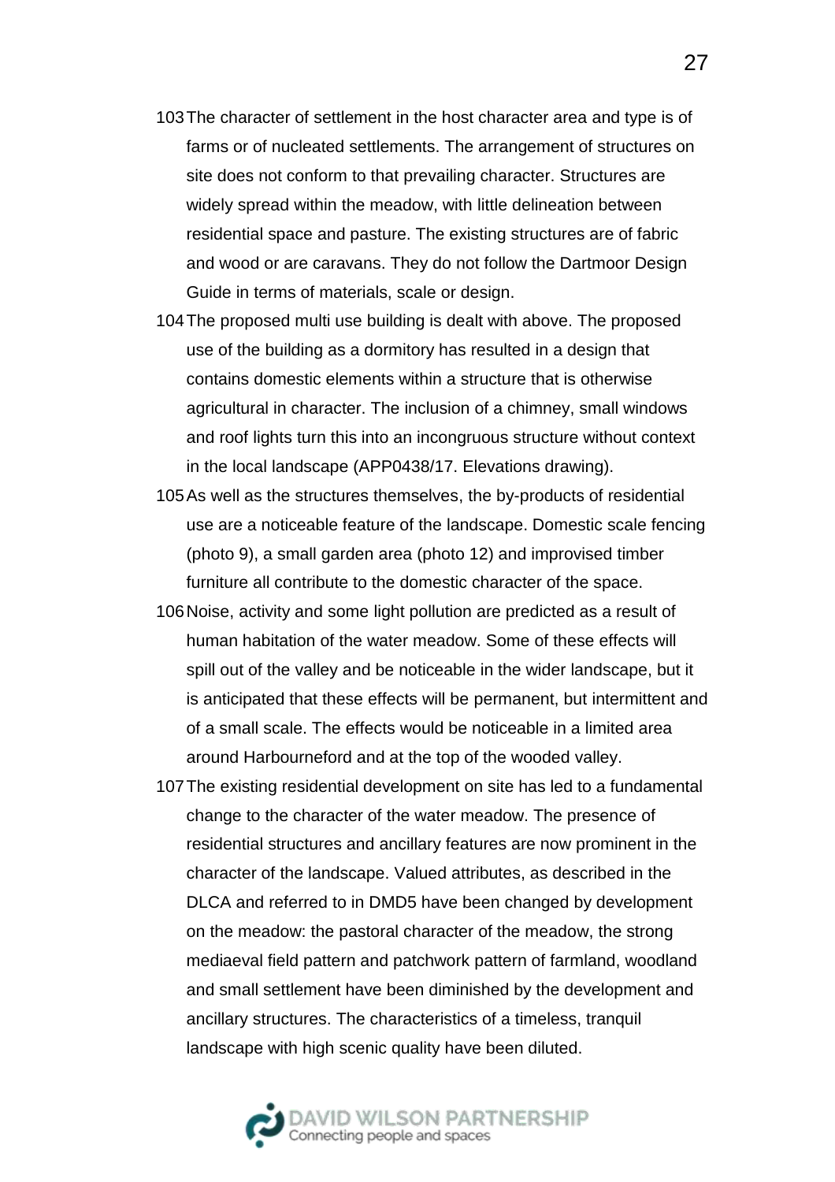103 The character of settlement in the host character area and type is of farms or of nucleated settlements. The arrangement of structures on site does not conform to that prevailing character. Structures are widely spread within the meadow, with little delineation between residential space and pasture. The existing structures are of fabric and wood or are caravans. They do not follow the Dartmoor Design Guide in terms of materials, scale or design.

104 The proposed multi use building is dealt with above. The proposed use of the building as a dormitory has resulted in a design that contains domestic elements within a structure that is otherwise agricultural in character. The inclusion of a chimney, small windows and roof lights turn this into an incongruous structure without context in the local landscape (APP0438/17. Elevations drawing).

105 As well as the structures themselves, the by-products of residential use are a noticeable feature of the landscape. Domestic scale fencing (photo 9), a small garden area (photo 12) and improvised timber furniture all contribute to the domestic character of the space.

106 Noise, activity and some light pollution are predicted as a result of human habitation of the water meadow. Some of these effects will spill out of the valley and be noticeable in the wider landscape, but it is anticipated that these effects will be permanent, but intermittent and of a small scale. The effects would be noticeable in a limited area around Harbourneford and at the top of the wooded valley.

107 The existing residential development on site has led to a fundamental change to the character of the water meadow. The presence of residential structures and ancillary features are now prominent in the character of the landscape. Valued attributes, as described in the DLCA and referred to in DMD5 have been changed by development on the meadow: the pastoral character of the meadow, the strong mediaeval field pattern and patchwork pattern of farmland, woodland and small settlement have been diminished by the development and ancillary structures. The characteristics of a timeless, tranquil landscape with high scenic quality have been diluted.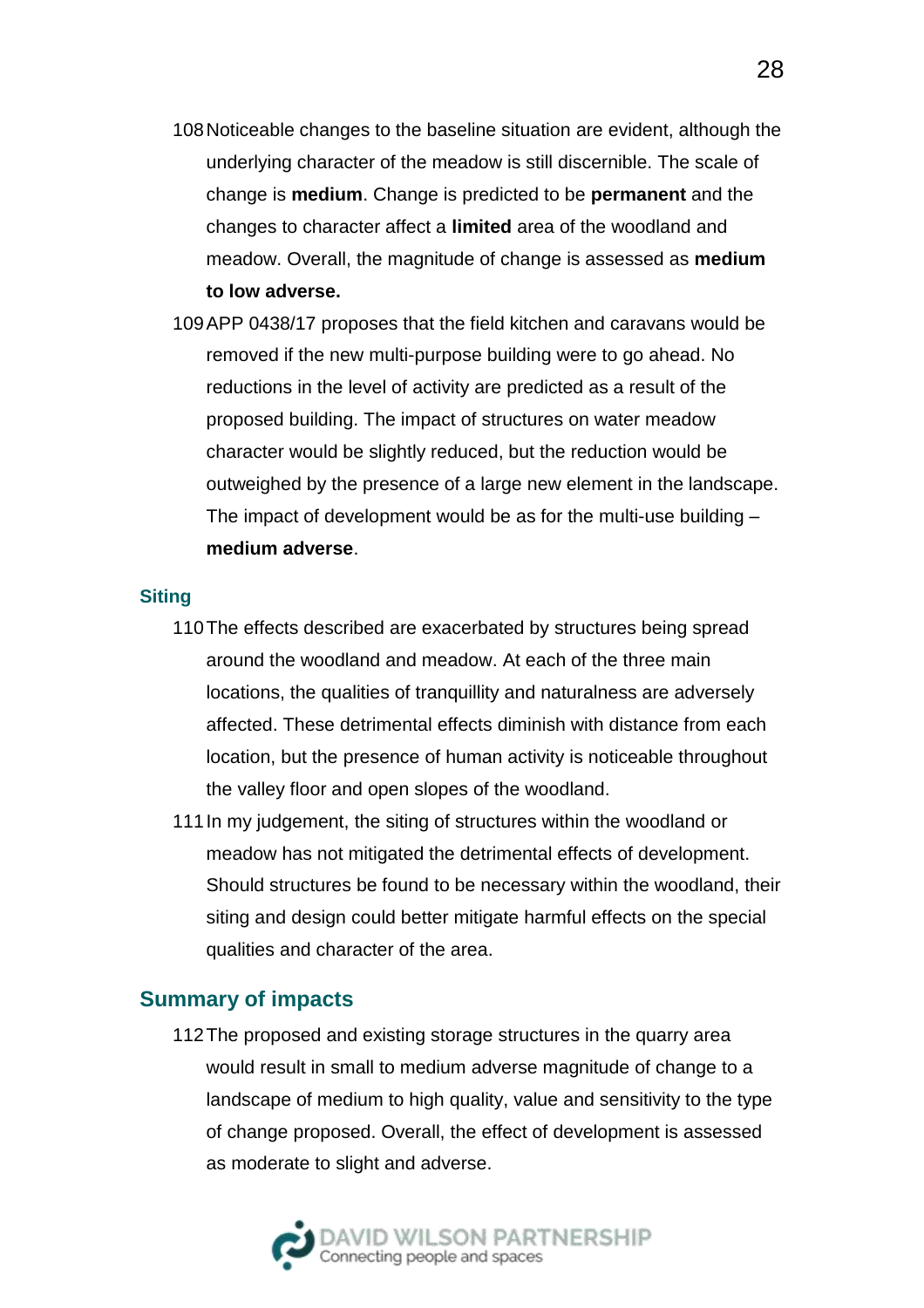108 Noticeable changes to the baseline situation are evident, although the underlying character of the meadow is still discernible. The scale of change is **medium**. Change is predicted to be **permanent** and the changes to character affect a **limited** area of the woodland and meadow. Overall, the magnitude of change is assessed as **medium to low adverse.**

109 APP 0438/17 proposes that the field kitchen and caravans would be removed if the new multi-purpose building were to go ahead. No reductions in the level of activity are predicted as a result of the proposed building. The impact of structures on water meadow character would be slightly reduced, but the reduction would be outweighed by the presence of a large new element in the landscape. The impact of development would be as for the multi-use building – **medium adverse**.

### Siting

110 The effects described are exacerbated by structures being spread around the woodland and meadow. At each of the three main locations, the qualities of tranquillity and naturalness are adversely affected. These detrimental effects diminish with distance from each location, but the presence of human activity is noticeable throughout the valley floor and open slopes of the woodland.

111 In my judgement, the siting of structures within the woodland or meadow has not mitigated the detrimental effects of development. Should structures be found to be necessary within the woodland, their siting and design could better mitigate harmful effects on the special qualities and character of the area.

## Summary of impacts

112 The proposed and existing storage structures in the quarry area would result in small to medium adverse magnitude of change to a landscape of medium to high quality, value and sensitivity to the type of change proposed. Overall, the effect of development is assessed as moderate to slight and adverse.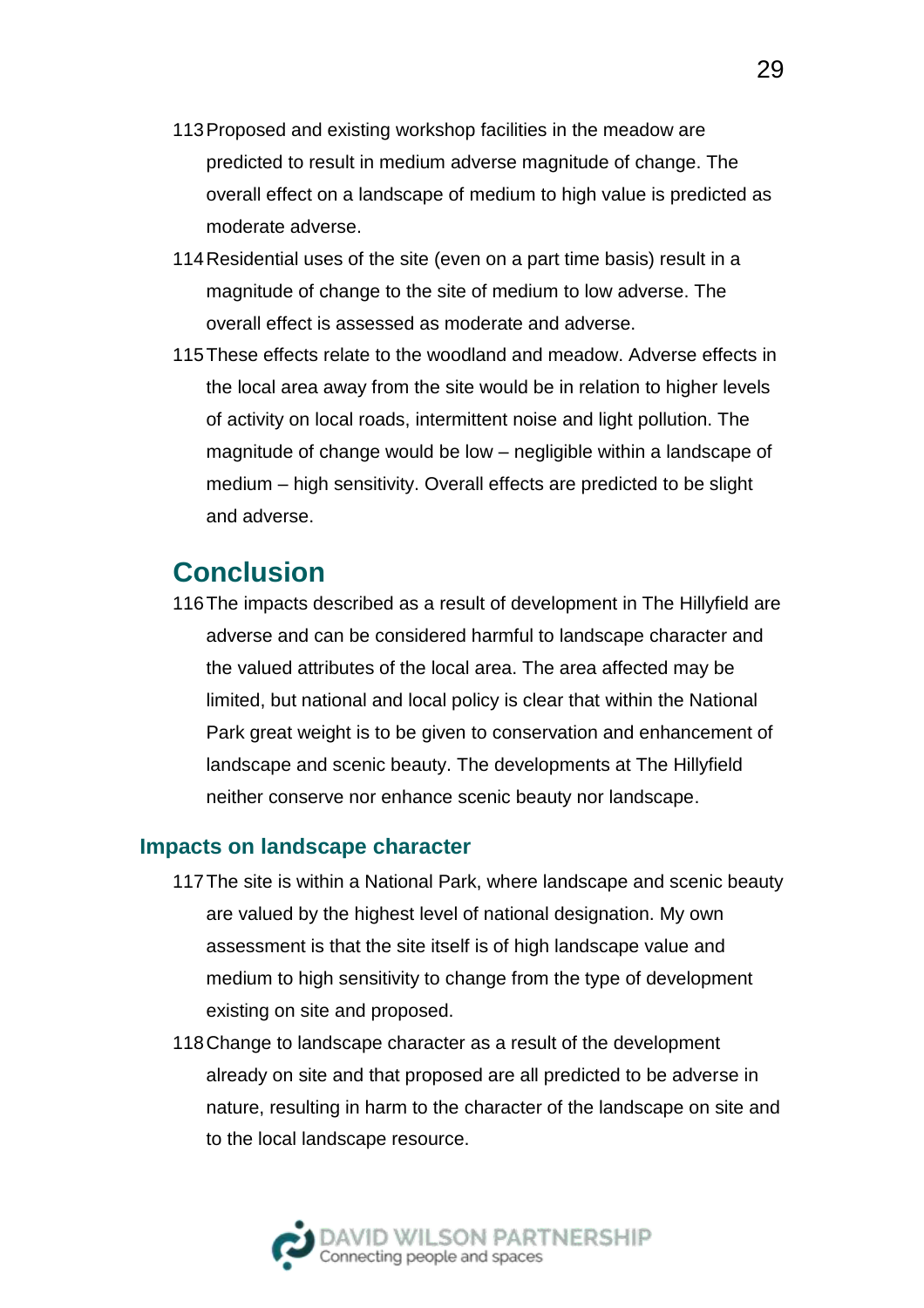113 Proposed and existing workshop facilities in the meadow are predicted to result in medium adverse magnitude of change. The overall effect on a landscape of medium to high value is predicted as moderate adverse.

114 Residential uses of the site (even on a part time basis) result in a magnitude of change to the site of medium to low adverse. The overall effect is assessed as moderate and adverse.

115 These effects relate to the woodland and meadow. Adverse effects in the local area away from the site would be in relation to higher levels of activity on local roads, intermittent noise and light pollution. The magnitude of change would be low – negligible within a landscape of medium – high sensitivity. Overall effects are predicted to be slight and adverse.

## Conclusion

116 The impacts described as a result of development in The Hillyfield are adverse and can be considered harmful to landscape character and the valued attributes of the local area. The area affected may be limited, but national and local policy is clear that within the National Park great weight is to be given to conservation and enhancement of landscape and scenic beauty. The developments at The Hillyfield neither conserve nor enhance scenic beauty nor landscape.

### Impacts on landscape character

117 The site is within a National Park, where landscape and scenic beauty are valued by the highest level of national designation. My own assessment is that the site itself is of high landscape value and medium to high sensitivity to change from the type of development existing on site and proposed.

118 Change to landscape character as a result of the development already on site and that proposed are all predicted to be adverse in nature, resulting in harm to the character of the landscape on site and to the local landscape resource.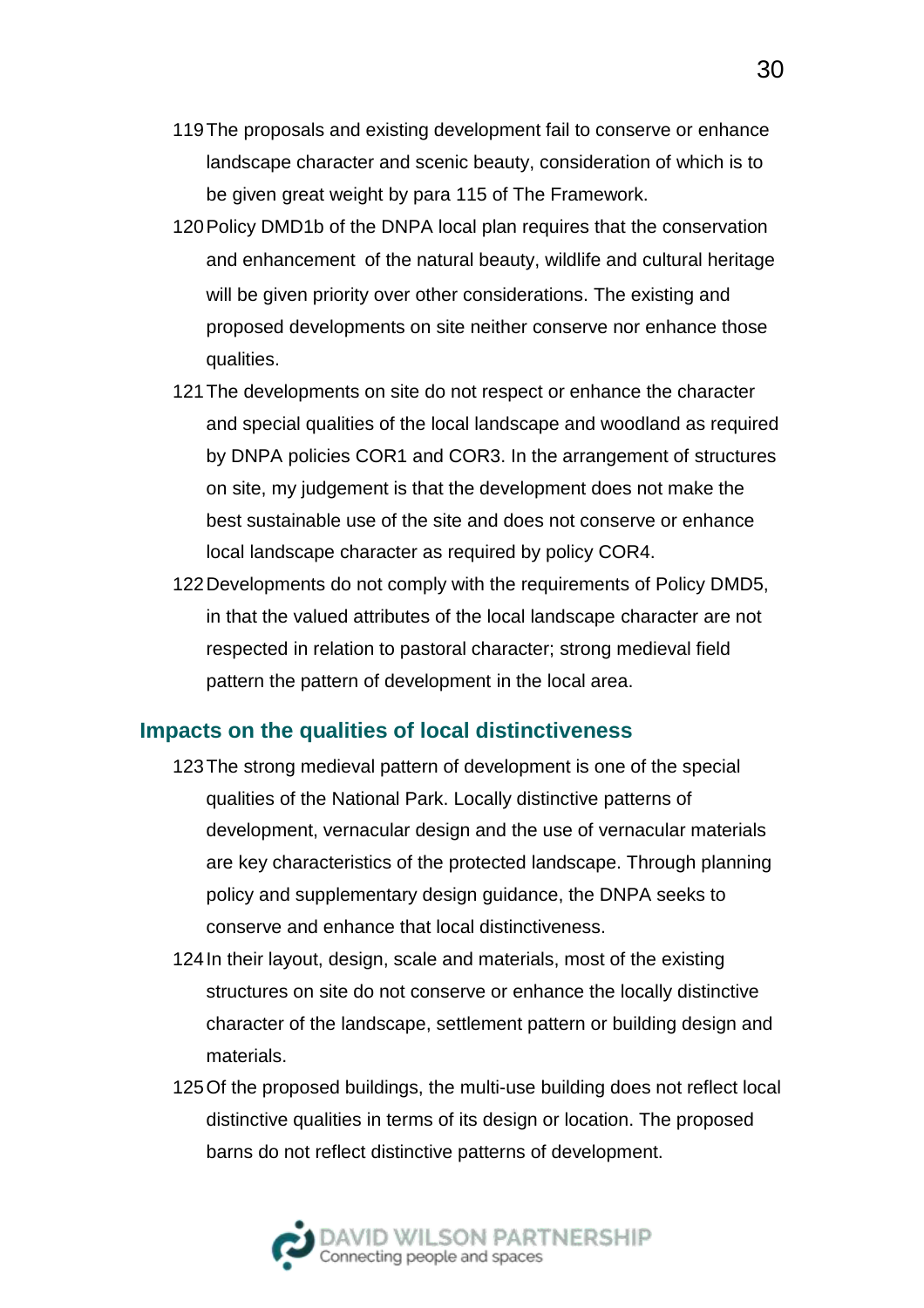119 The proposals and existing development fail to conserve or enhance landscape character and scenic beauty, consideration of which is to be given great weight by para 115 of The Framework.

120 Policy DMD1b of the DNPA local plan requires that the conservation and enhancement of the natural beauty, wildlife and cultural heritage will be given priority over other considerations. The existing and proposed developments on site neither conserve nor enhance those qualities.

121 The developments on site do not respect or enhance the character and special qualities of the local landscape and woodland as required by DNPA policies COR1 and COR3. In the arrangement of structures on site, my judgement is that the development does not make the best sustainable use of the site and does not conserve or enhance local landscape character as required by policy COR4.

122 Developments do not comply with the requirements of Policy DMD5, in that the valued attributes of the local landscape character are not respected in relation to pastoral character; strong medieval field pattern the pattern of development in the local area.

## Impacts on the qualities of local distinctiveness

123 The strong medieval pattern of development is one of the special qualities of the National Park. Locally distinctive patterns of development, vernacular design and the use of vernacular materials are key characteristics of the protected landscape. Through planning policy and supplementary design guidance, the DNPA seeks to conserve and enhance that local distinctiveness.

124 In their layout, design, scale and materials, most of the existing structures on site do not conserve or enhance the locally distinctive character of the landscape, settlement pattern or building design and materials.

125 Of the proposed buildings, the multi-use building does not reflect local distinctive qualities in terms of its design or location. The proposed barns do not reflect distinctive patterns of development.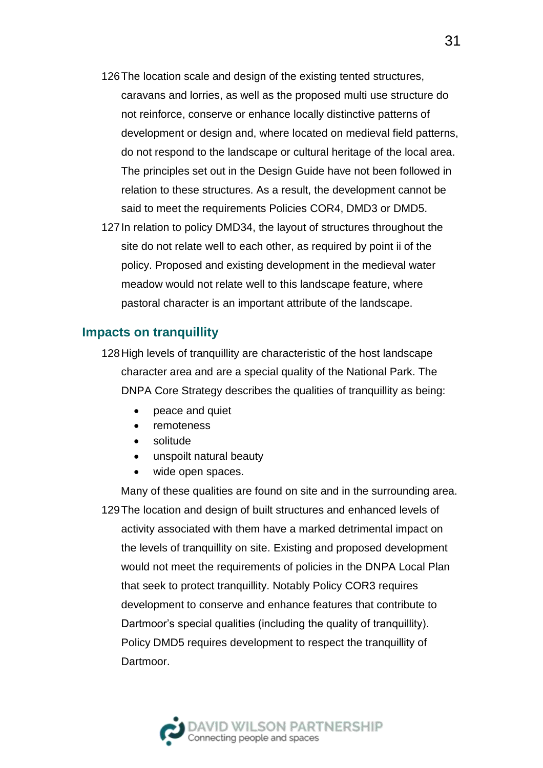126 The location scale and design of the existing tented structures, caravans and lorries, as well as the proposed multi use structure do not reinforce, conserve or enhance locally distinctive patterns of development or design and, where located on medieval field patterns, do not respond to the landscape or cultural heritage of the local area. The principles set out in the Design Guide have not been followed in relation to these structures. As a result, the development cannot be said to meet the requirements Policies COR4, DMD3 or DMD5.

127 In relation to policy DMD34, the layout of structures throughout the site do not relate well to each other, as required by point ii of the policy. Proposed and existing development in the medieval water meadow would not relate well to this landscape feature, where pastoral character is an important attribute of the landscape.

## Impacts on tranquillity

128 High levels of tranquillity are characteristic of the host landscape character area and are a special quality of the National Park. The DNPA Core Strategy describes the qualities of tranquillity as being:

- peace and quiet
- remoteness
- solitude
- unspoilt natural beauty
- wide open spaces.

Many of these qualities are found on site and in the surrounding area.

129 The location and design of built structures and enhanced levels of activity associated with them have a marked detrimental impact on the levels of tranquillity on site. Existing and proposed development would not meet the requirements of policies in the DNPA Local Plan that seek to protect tranquillity. Notably Policy COR3 requires development to conserve and enhance features that contribute to Dartmoor's special qualities (including the quality of tranquillity). Policy DMD5 requires development to respect the tranquillity of Dartmoor.